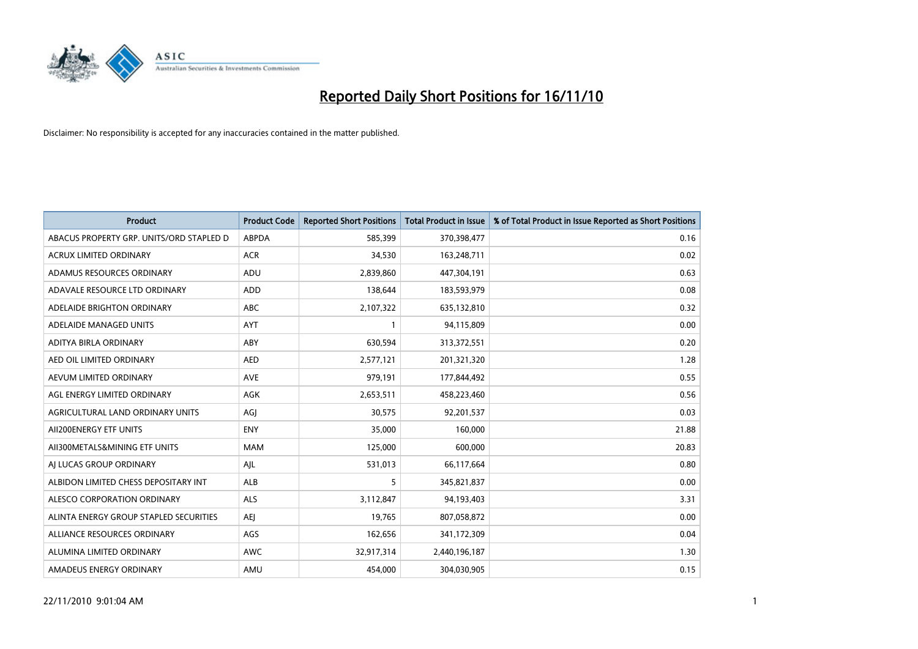# Reported Daily Short Positions for 16/11/10

Disclaimer: No responsibility is accepted for any inaccuracies contained in the matter published.

| Product | Product Code | Reported Short Positions | Total Product in Issue | % of Total Product in Issue Reported as Short Positions |
|---|---|---|---|---|
| ABACUS PROPERTY GRP. UNITS/ORD STAPLED D | ABPDA | 585,399 | 370,398,477 | 0.16 |
| ACRUX LIMITED ORDINARY | ACR | 34,530 | 163,248,711 | 0.02 |
| ADAMUS RESOURCES ORDINARY | ADU | 2,839,860 | 447,304,191 | 0.63 |
| ADAVALE RESOURCE LTD ORDINARY | ADD | 138,644 | 183,593,979 | 0.08 |
| ADELAIDE BRIGHTON ORDINARY | ABC | 2,107,322 | 635,132,810 | 0.32 |
| ADELAIDE MANAGED UNITS | AYT | 1 | 94,115,809 | 0.00 |
| ADITYA BIRLA ORDINARY | ABY | 630,594 | 313,372,551 | 0.20 |
| AED OIL LIMITED ORDINARY | AED | 2,577,121 | 201,321,320 | 1.28 |
| AEVUM LIMITED ORDINARY | AVE | 979,191 | 177,844,492 | 0.55 |
| AGL ENERGY LIMITED ORDINARY | AGK | 2,653,511 | 458,223,460 | 0.56 |
| AGRICULTURAL LAND ORDINARY UNITS | AGJ | 30,575 | 92,201,537 | 0.03 |
| AII200ENERGY ETF UNITS | ENY | 35,000 | 160,000 | 21.88 |
| AII300METALS&MINING ETF UNITS | MAM | 125,000 | 600,000 | 20.83 |
| AJ LUCAS GROUP ORDINARY | AJL | 531,013 | 66,117,664 | 0.80 |
| ALBIDON LIMITED CHESS DEPOSITARY INT | ALB | 5 | 345,821,837 | 0.00 |
| ALESCO CORPORATION ORDINARY | ALS | 3,112,847 | 94,193,403 | 3.31 |
| ALINTA ENERGY GROUP STAPLED SECURITIES | AEJ | 19,765 | 807,058,872 | 0.00 |
| ALLIANCE RESOURCES ORDINARY | AGS | 162,656 | 341,172,309 | 0.04 |
| ALUMINA LIMITED ORDINARY | AWC | 32,917,314 | 2,440,196,187 | 1.30 |
| AMADEUS ENERGY ORDINARY | AMU | 454,000 | 304,030,905 | 0.15 |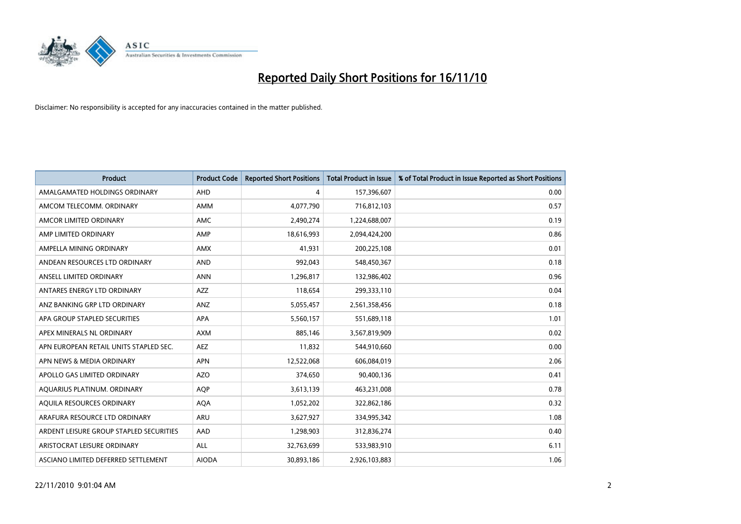# Reported Daily Short Positions for 16/11/10

Disclaimer: No responsibility is accepted for any inaccuracies contained in the matter published.

| Product | Product Code | Reported Short Positions | Total Product in Issue | % of Total Product in Issue Reported as Short Positions |
|---|---|---|---|---|
| AMALGAMATED HOLDINGS ORDINARY | AHD | 4 | 157,396,607 | 0.00 |
| AMCOM TELECOMM. ORDINARY | AMM | 4,077,790 | 716,812,103 | 0.57 |
| AMCOR LIMITED ORDINARY | AMC | 2,490,274 | 1,224,688,007 | 0.19 |
| AMP LIMITED ORDINARY | AMP | 18,616,993 | 2,094,424,200 | 0.86 |
| AMPELLA MINING ORDINARY | AMX | 41,931 | 200,225,108 | 0.01 |
| ANDEAN RESOURCES LTD ORDINARY | AND | 992,043 | 548,450,367 | 0.18 |
| ANSELL LIMITED ORDINARY | ANN | 1,296,817 | 132,986,402 | 0.96 |
| ANTARES ENERGY LTD ORDINARY | AZZ | 118,654 | 299,333,110 | 0.04 |
| ANZ BANKING GRP LTD ORDINARY | ANZ | 5,055,457 | 2,561,358,456 | 0.18 |
| APA GROUP STAPLED SECURITIES | APA | 5,560,157 | 551,689,118 | 1.01 |
| APEX MINERALS NL ORDINARY | AXM | 885,146 | 3,567,819,909 | 0.02 |
| APN EUROPEAN RETAIL UNITS STAPLED SEC. | AEZ | 11,832 | 544,910,660 | 0.00 |
| APN NEWS & MEDIA ORDINARY | APN | 12,522,068 | 606,084,019 | 2.06 |
| APOLLO GAS LIMITED ORDINARY | AZO | 374,650 | 90,400,136 | 0.41 |
| AQUARIUS PLATINUM. ORDINARY | AQP | 3,613,139 | 463,231,008 | 0.78 |
| AQUILA RESOURCES ORDINARY | AQA | 1,052,202 | 322,862,186 | 0.32 |
| ARAFURA RESOURCE LTD ORDINARY | ARU | 3,627,927 | 334,995,342 | 1.08 |
| ARDENT LEISURE GROUP STAPLED SECURITIES | AAD | 1,298,903 | 312,836,274 | 0.40 |
| ARISTOCRAT LEISURE ORDINARY | ALL | 32,763,699 | 533,983,910 | 6.11 |
| ASCIANO LIMITED DEFERRED SETTLEMENT | AIODA | 30,893,186 | 2,926,103,883 | 1.06 |

22/11/2010 9:01:04 AM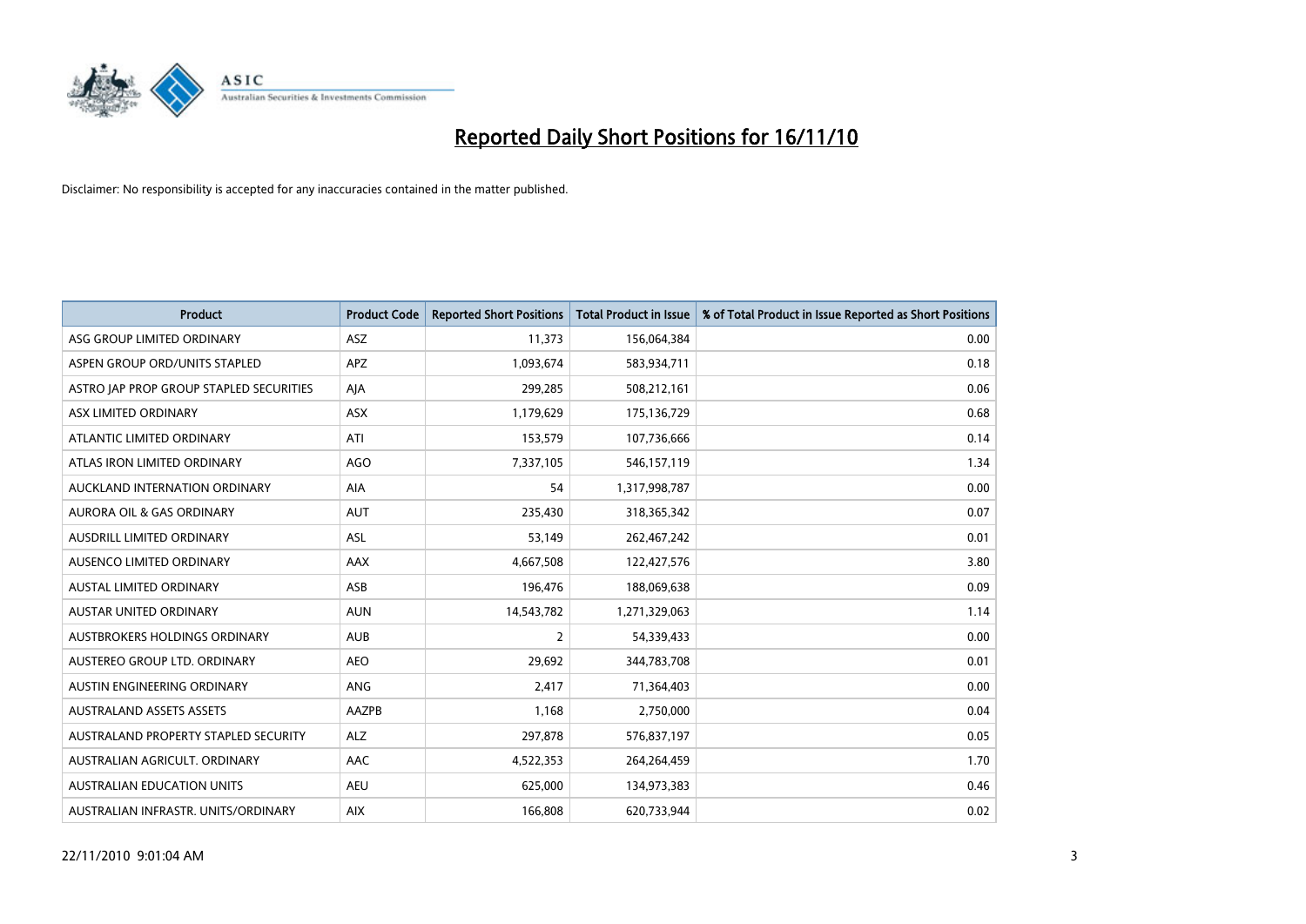# Reported Daily Short Positions for 16/11/10

Disclaimer: No responsibility is accepted for any inaccuracies contained in the matter published.

| Product | Product Code | Reported Short Positions | Total Product in Issue | % of Total Product in Issue Reported as Short Positions |
|---|---|---|---|---|
| ASG GROUP LIMITED ORDINARY | ASZ | 11,373 | 156,064,384 | 0.00 |
| ASPEN GROUP ORD/UNITS STAPLED | APZ | 1,093,674 | 583,934,711 | 0.18 |
| ASTRO JAP PROP GROUP STAPLED SECURITIES | AJA | 299,285 | 508,212,161 | 0.06 |
| ASX LIMITED ORDINARY | ASX | 1,179,629 | 175,136,729 | 0.68 |
| ATLANTIC LIMITED ORDINARY | ATI | 153,579 | 107,736,666 | 0.14 |
| ATLAS IRON LIMITED ORDINARY | AGO | 7,337,105 | 546,157,119 | 1.34 |
| AUCKLAND INTERNATION ORDINARY | AIA | 54 | 1,317,998,787 | 0.00 |
| AURORA OIL & GAS ORDINARY | AUT | 235,430 | 318,365,342 | 0.07 |
| AUSDRILL LIMITED ORDINARY | ASL | 53,149 | 262,467,242 | 0.01 |
| AUSENCO LIMITED ORDINARY | AAX | 4,667,508 | 122,427,576 | 3.80 |
| AUSTAL LIMITED ORDINARY | ASB | 196,476 | 188,069,638 | 0.09 |
| AUSTAR UNITED ORDINARY | AUN | 14,543,782 | 1,271,329,063 | 1.14 |
| AUSTBROKERS HOLDINGS ORDINARY | AUB | 2 | 54,339,433 | 0.00 |
| AUSTEREO GROUP LTD. ORDINARY | AEO | 29,692 | 344,783,708 | 0.01 |
| AUSTIN ENGINEERING ORDINARY | ANG | 2,417 | 71,364,403 | 0.00 |
| AUSTRALAND ASSETS ASSETS | AAZPB | 1,168 | 2,750,000 | 0.04 |
| AUSTRALAND PROPERTY STAPLED SECURITY | ALZ | 297,878 | 576,837,197 | 0.05 |
| AUSTRALIAN AGRICULT. ORDINARY | AAC | 4,522,353 | 264,264,459 | 1.70 |
| AUSTRALIAN EDUCATION UNITS | AEU | 625,000 | 134,973,383 | 0.46 |
| AUSTRALIAN INFRASTR. UNITS/ORDINARY | AIX | 166,808 | 620,733,944 | 0.02 |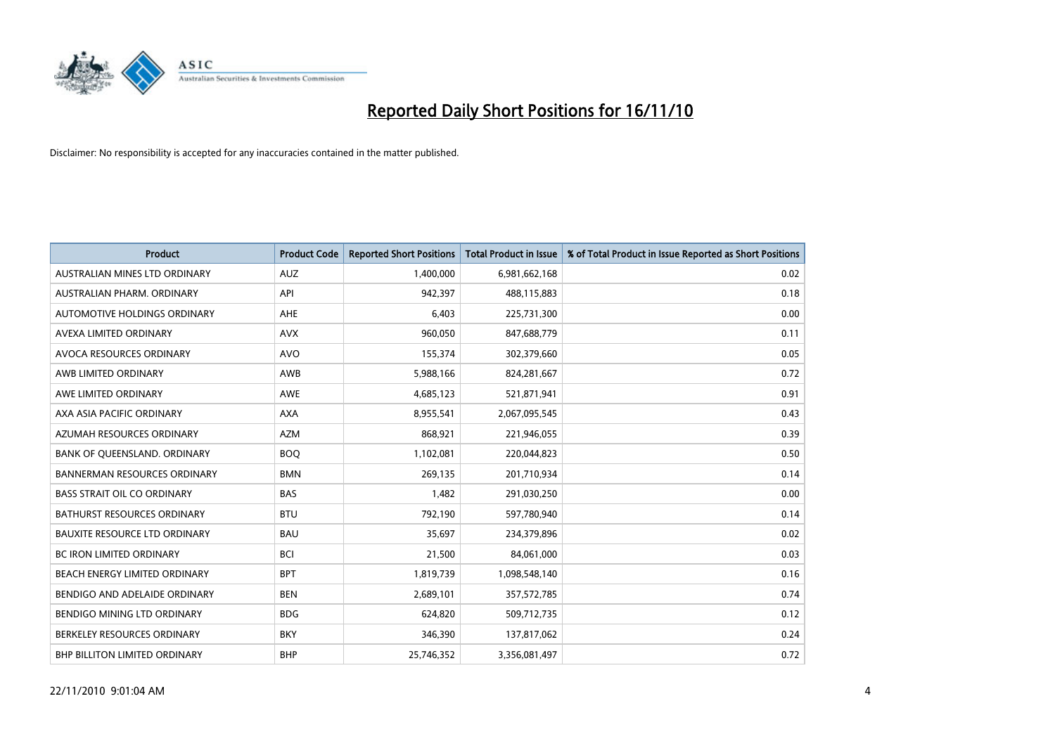# Reported Daily Short Positions for 16/11/10

Disclaimer: No responsibility is accepted for any inaccuracies contained in the matter published.

| Product | Product Code | Reported Short Positions | Total Product in Issue | % of Total Product in Issue Reported as Short Positions |
|---|---|---|---|---|
| AUSTRALIAN MINES LTD ORDINARY | AUZ | 1,400,000 | 6,981,662,168 | 0.02 |
| AUSTRALIAN PHARM. ORDINARY | API | 942,397 | 488,115,883 | 0.18 |
| AUTOMOTIVE HOLDINGS ORDINARY | AHE | 6,403 | 225,731,300 | 0.00 |
| AVEXA LIMITED ORDINARY | AVX | 960,050 | 847,688,779 | 0.11 |
| AVOCA RESOURCES ORDINARY | AVO | 155,374 | 302,379,660 | 0.05 |
| AWB LIMITED ORDINARY | AWB | 5,988,166 | 824,281,667 | 0.72 |
| AWE LIMITED ORDINARY | AWE | 4,685,123 | 521,871,941 | 0.91 |
| AXA ASIA PACIFIC ORDINARY | AXA | 8,955,541 | 2,067,095,545 | 0.43 |
| AZUMAH RESOURCES ORDINARY | AZM | 868,921 | 221,946,055 | 0.39 |
| BANK OF QUEENSLAND. ORDINARY | BOQ | 1,102,081 | 220,044,823 | 0.50 |
| BANNERMAN RESOURCES ORDINARY | BMN | 269,135 | 201,710,934 | 0.14 |
| BASS STRAIT OIL CO ORDINARY | BAS | 1,482 | 291,030,250 | 0.00 |
| BATHURST RESOURCES ORDINARY | BTU | 792,190 | 597,780,940 | 0.14 |
| BAUXITE RESOURCE LTD ORDINARY | BAU | 35,697 | 234,379,896 | 0.02 |
| BC IRON LIMITED ORDINARY | BCI | 21,500 | 84,061,000 | 0.03 |
| BEACH ENERGY LIMITED ORDINARY | BPT | 1,819,739 | 1,098,548,140 | 0.16 |
| BENDIGO AND ADELAIDE ORDINARY | BEN | 2,689,101 | 357,572,785 | 0.74 |
| BENDIGO MINING LTD ORDINARY | BDG | 624,820 | 509,712,735 | 0.12 |
| BERKELEY RESOURCES ORDINARY | BKY | 346,390 | 137,817,062 | 0.24 |
| BHP BILLITON LIMITED ORDINARY | BHP | 25,746,352 | 3,356,081,497 | 0.72 |

22/11/2010 9:01:04 AM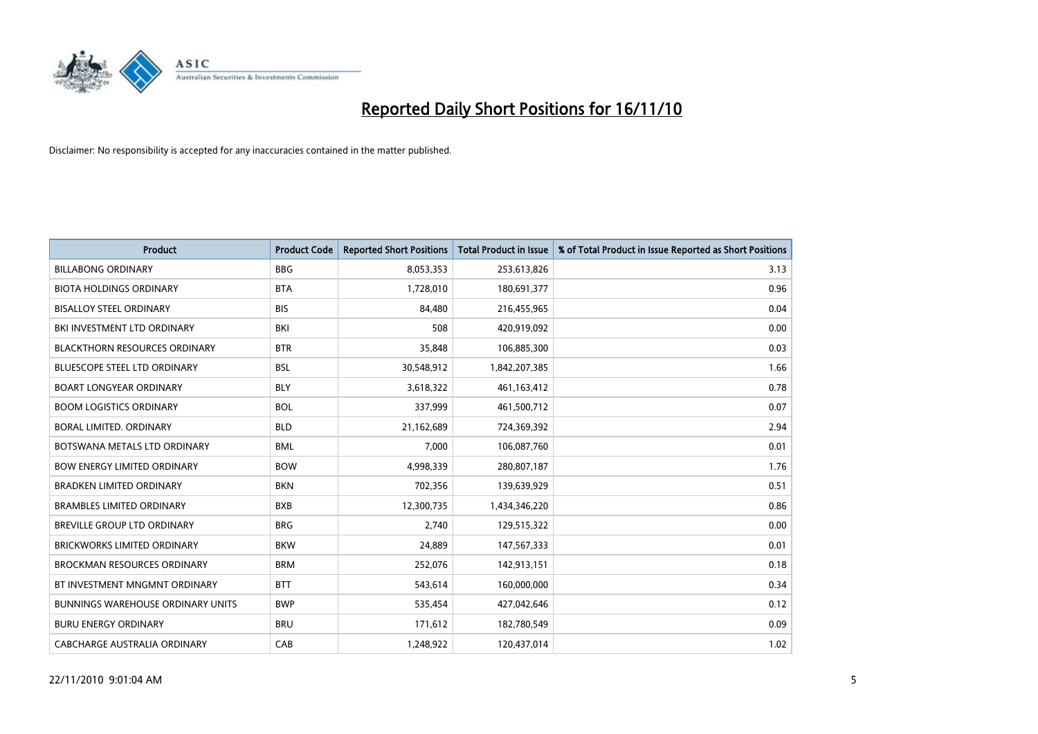# Reported Daily Short Positions for 16/11/10

Disclaimer: No responsibility is accepted for any inaccuracies contained in the matter published.

| Product | Product Code | Reported Short Positions | Total Product in Issue | % of Total Product in Issue Reported as Short Positions |
|---|---|---|---|---|
| BILLABONG ORDINARY | BBG | 8,053,353 | 253,613,826 | 3.13 |
| BIOTA HOLDINGS ORDINARY | BTA | 1,728,010 | 180,691,377 | 0.96 |
| BISALLOY STEEL ORDINARY | BIS | 84,480 | 216,455,965 | 0.04 |
| BKI INVESTMENT LTD ORDINARY | BKI | 508 | 420,919,092 | 0.00 |
| BLACKTHORN RESOURCES ORDINARY | BTR | 35,848 | 106,885,300 | 0.03 |
| BLUESCOPE STEEL LTD ORDINARY | BSL | 30,548,912 | 1,842,207,385 | 1.66 |
| BOART LONGYEAR ORDINARY | BLY | 3,618,322 | 461,163,412 | 0.78 |
| BOOM LOGISTICS ORDINARY | BOL | 337,999 | 461,500,712 | 0.07 |
| BORAL LIMITED. ORDINARY | BLD | 21,162,689 | 724,369,392 | 2.94 |
| BOTSWANA METALS LTD ORDINARY | BML | 7,000 | 106,087,760 | 0.01 |
| BOW ENERGY LIMITED ORDINARY | BOW | 4,998,339 | 280,807,187 | 1.76 |
| BRADKEN LIMITED ORDINARY | BKN | 702,356 | 139,639,929 | 0.51 |
| BRAMBLES LIMITED ORDINARY | BXB | 12,300,735 | 1,434,346,220 | 0.86 |
| BREVILLE GROUP LTD ORDINARY | BRG | 2,740 | 129,515,322 | 0.00 |
| BRICKWORKS LIMITED ORDINARY | BKW | 24,889 | 147,567,333 | 0.01 |
| BROCKMAN RESOURCES ORDINARY | BRM | 252,076 | 142,913,151 | 0.18 |
| BT INVESTMENT MNGMNT ORDINARY | BTT | 543,614 | 160,000,000 | 0.34 |
| BUNNINGS WAREHOUSE ORDINARY UNITS | BWP | 535,454 | 427,042,646 | 0.12 |
| BURU ENERGY ORDINARY | BRU | 171,612 | 182,780,549 | 0.09 |
| CABCHARGE AUSTRALIA ORDINARY | CAB | 1,248,922 | 120,437,014 | 1.02 |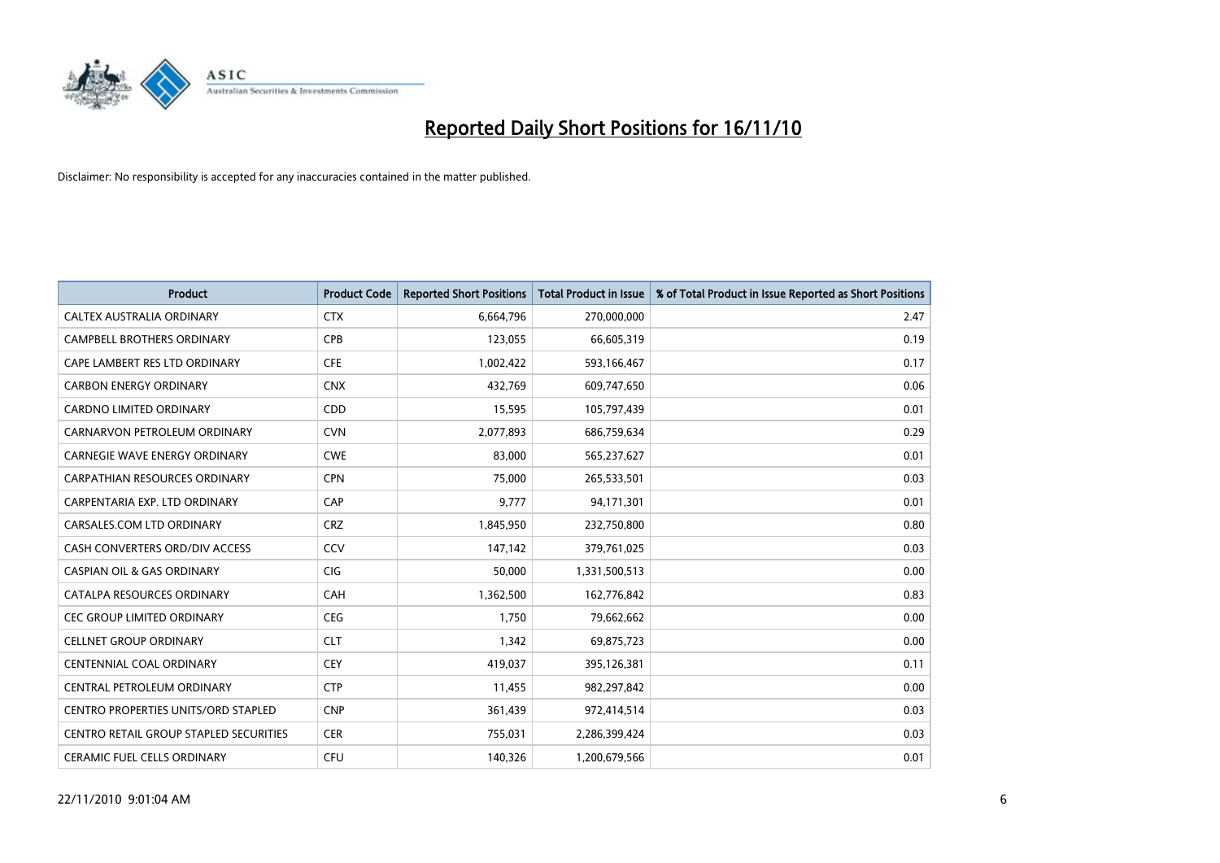# Reported Daily Short Positions for 16/11/10

Disclaimer: No responsibility is accepted for any inaccuracies contained in the matter published.

| Product | Product Code | Reported Short Positions | Total Product in Issue | % of Total Product in Issue Reported as Short Positions |
|---|---|---|---|---|
| CALTEX AUSTRALIA ORDINARY | CTX | 6,664,796 | 270,000,000 | 2.47 |
| CAMPBELL BROTHERS ORDINARY | CPB | 123,055 | 66,605,319 | 0.19 |
| CAPE LAMBERT RES LTD ORDINARY | CFE | 1,002,422 | 593,166,467 | 0.17 |
| CARBON ENERGY ORDINARY | CNX | 432,769 | 609,747,650 | 0.06 |
| CARDNO LIMITED ORDINARY | CDD | 15,595 | 105,797,439 | 0.01 |
| CARNARVON PETROLEUM ORDINARY | CVN | 2,077,893 | 686,759,634 | 0.29 |
| CARNEGIE WAVE ENERGY ORDINARY | CWE | 83,000 | 565,237,627 | 0.01 |
| CARPATHIAN RESOURCES ORDINARY | CPN | 75,000 | 265,533,501 | 0.03 |
| CARPENTARIA EXP. LTD ORDINARY | CAP | 9,777 | 94,171,301 | 0.01 |
| CARSALES.COM LTD ORDINARY | CRZ | 1,845,950 | 232,750,800 | 0.80 |
| CASH CONVERTERS ORD/DIV ACCESS | CCV | 147,142 | 379,761,025 | 0.03 |
| CASPIAN OIL & GAS ORDINARY | CIG | 50,000 | 1,331,500,513 | 0.00 |
| CATALPA RESOURCES ORDINARY | CAH | 1,362,500 | 162,776,842 | 0.83 |
| CEC GROUP LIMITED ORDINARY | CEG | 1,750 | 79,662,662 | 0.00 |
| CELLNET GROUP ORDINARY | CLT | 1,342 | 69,875,723 | 0.00 |
| CENTENNIAL COAL ORDINARY | CEY | 419,037 | 395,126,381 | 0.11 |
| CENTRAL PETROLEUM ORDINARY | CTP | 11,455 | 982,297,842 | 0.00 |
| CENTRO PROPERTIES UNITS/ORD STAPLED | CNP | 361,439 | 972,414,514 | 0.03 |
| CENTRO RETAIL GROUP STAPLED SECURITIES | CER | 755,031 | 2,286,399,424 | 0.03 |
| CERAMIC FUEL CELLS ORDINARY | CFU | 140,326 | 1,200,679,566 | 0.01 |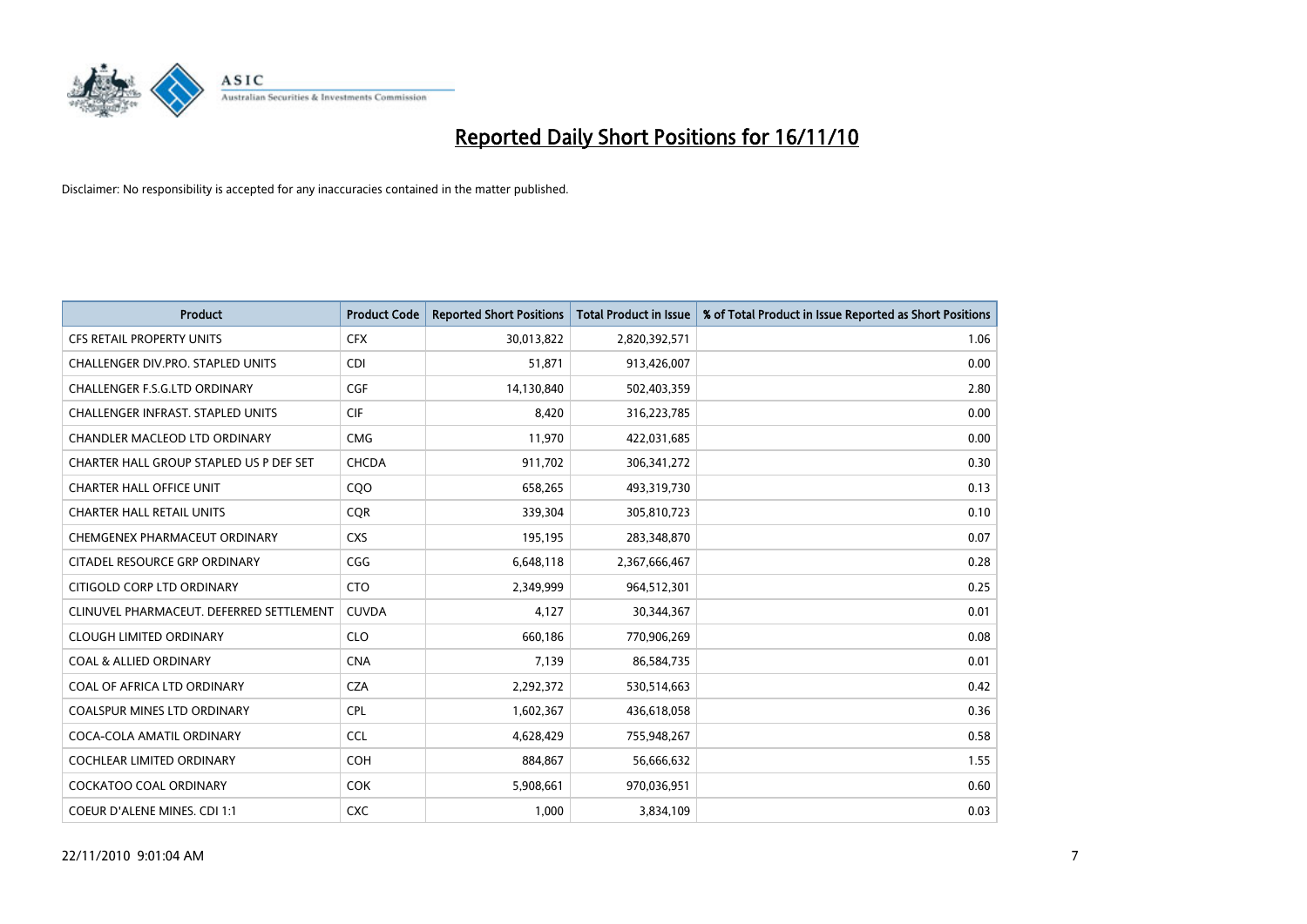# Reported Daily Short Positions for 16/11/10

Disclaimer: No responsibility is accepted for any inaccuracies contained in the matter published.

| Product | Product Code | Reported Short Positions | Total Product in Issue | % of Total Product in Issue Reported as Short Positions |
|---|---|---|---|---|
| CFS RETAIL PROPERTY UNITS | CFX | 30,013,822 | 2,820,392,571 | 1.06 |
| CHALLENGER DIV.PRO. STAPLED UNITS | CDI | 51,871 | 913,426,007 | 0.00 |
| CHALLENGER F.S.G.LTD ORDINARY | CGF | 14,130,840 | 502,403,359 | 2.80 |
| CHALLENGER INFRAST. STAPLED UNITS | CIF | 8,420 | 316,223,785 | 0.00 |
| CHANDLER MACLEOD LTD ORDINARY | CMG | 11,970 | 422,031,685 | 0.00 |
| CHARTER HALL GROUP STAPLED US P DEF SET | CHCDA | 911,702 | 306,341,272 | 0.30 |
| CHARTER HALL OFFICE UNIT | CQO | 658,265 | 493,319,730 | 0.13 |
| CHARTER HALL RETAIL UNITS | CQR | 339,304 | 305,810,723 | 0.10 |
| CHEMGENEX PHARMACEUT ORDINARY | CXS | 195,195 | 283,348,870 | 0.07 |
| CITADEL RESOURCE GRP ORDINARY | CGG | 6,648,118 | 2,367,666,467 | 0.28 |
| CITIGOLD CORP LTD ORDINARY | CTO | 2,349,999 | 964,512,301 | 0.25 |
| CLINUVEL PHARMACEUT. DEFERRED SETTLEMENT | CUVDA | 4,127 | 30,344,367 | 0.01 |
| CLOUGH LIMITED ORDINARY | CLO | 660,186 | 770,906,269 | 0.08 |
| COAL & ALLIED ORDINARY | CNA | 7,139 | 86,584,735 | 0.01 |
| COAL OF AFRICA LTD ORDINARY | CZA | 2,292,372 | 530,514,663 | 0.42 |
| COALSPUR MINES LTD ORDINARY | CPL | 1,602,367 | 436,618,058 | 0.36 |
| COCA-COLA AMATIL ORDINARY | CCL | 4,628,429 | 755,948,267 | 0.58 |
| COCHLEAR LIMITED ORDINARY | COH | 884,867 | 56,666,632 | 1.55 |
| COCKATOO COAL ORDINARY | COK | 5,908,661 | 970,036,951 | 0.60 |
| COEUR D'ALENE MINES. CDI 1:1 | CXC | 1,000 | 3,834,109 | 0.03 |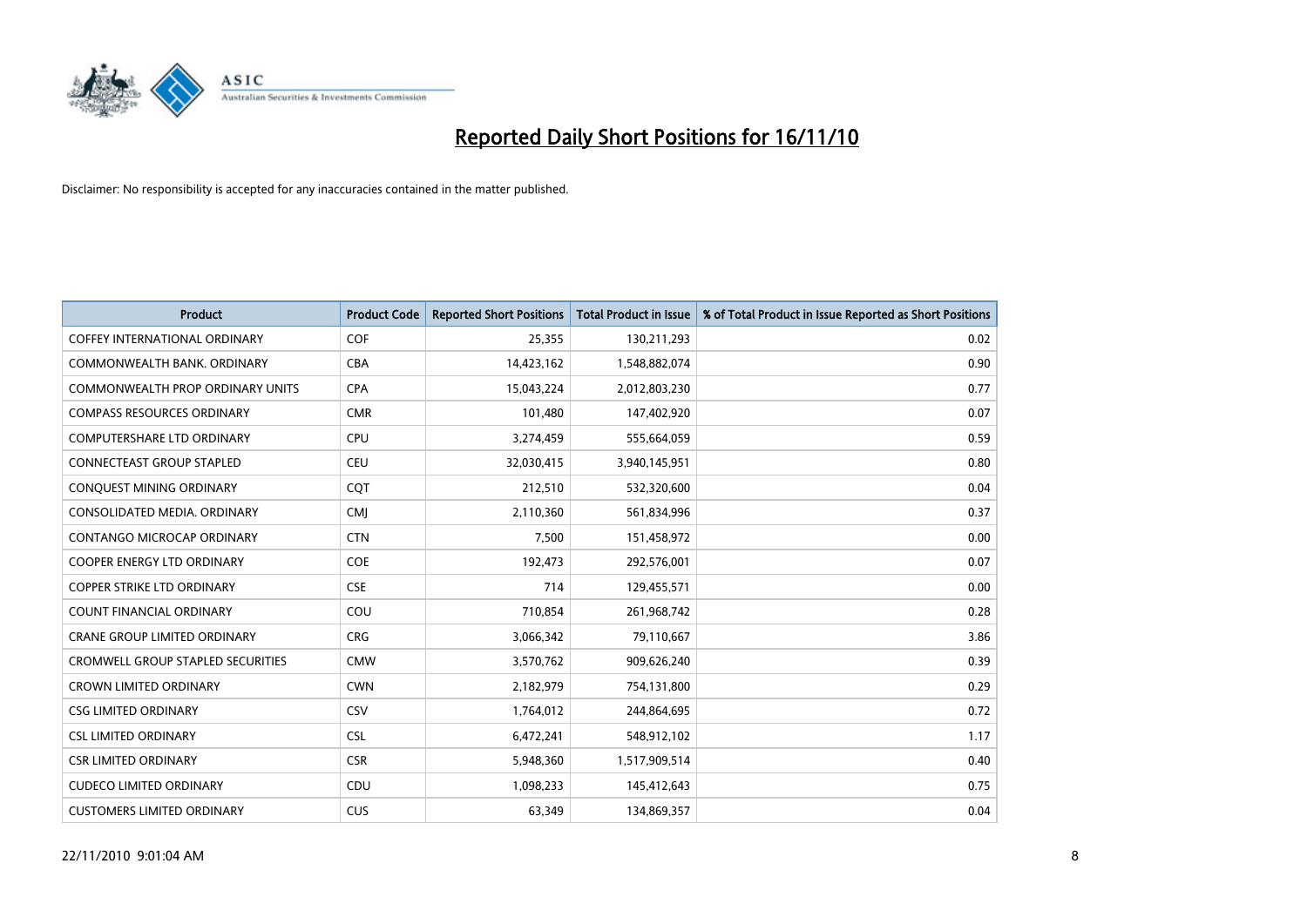# Reported Daily Short Positions for 16/11/10

Disclaimer: No responsibility is accepted for any inaccuracies contained in the matter published.

| Product | Product Code | Reported Short Positions | Total Product in Issue | % of Total Product in Issue Reported as Short Positions |
|---|---|---|---|---|
| COFFEY INTERNATIONAL ORDINARY | COF | 25,355 | 130,211,293 | 0.02 |
| COMMONWEALTH BANK. ORDINARY | CBA | 14,423,162 | 1,548,882,074 | 0.90 |
| COMMONWEALTH PROP ORDINARY UNITS | CPA | 15,043,224 | 2,012,803,230 | 0.77 |
| COMPASS RESOURCES ORDINARY | CMR | 101,480 | 147,402,920 | 0.07 |
| COMPUTERSHARE LTD ORDINARY | CPU | 3,274,459 | 555,664,059 | 0.59 |
| CONNECTEAST GROUP STAPLED | CEU | 32,030,415 | 3,940,145,951 | 0.80 |
| CONQUEST MINING ORDINARY | CQT | 212,510 | 532,320,600 | 0.04 |
| CONSOLIDATED MEDIA. ORDINARY | CMJ | 2,110,360 | 561,834,996 | 0.37 |
| CONTANGO MICROCAP ORDINARY | CTN | 7,500 | 151,458,972 | 0.00 |
| COOPER ENERGY LTD ORDINARY | COE | 192,473 | 292,576,001 | 0.07 |
| COPPER STRIKE LTD ORDINARY | CSE | 714 | 129,455,571 | 0.00 |
| COUNT FINANCIAL ORDINARY | COU | 710,854 | 261,968,742 | 0.28 |
| CRANE GROUP LIMITED ORDINARY | CRG | 3,066,342 | 79,110,667 | 3.86 |
| CROMWELL GROUP STAPLED SECURITIES | CMW | 3,570,762 | 909,626,240 | 0.39 |
| CROWN LIMITED ORDINARY | CWN | 2,182,979 | 754,131,800 | 0.29 |
| CSG LIMITED ORDINARY | CSV | 1,764,012 | 244,864,695 | 0.72 |
| CSL LIMITED ORDINARY | CSL | 6,472,241 | 548,912,102 | 1.17 |
| CSR LIMITED ORDINARY | CSR | 5,948,360 | 1,517,909,514 | 0.40 |
| CUDECO LIMITED ORDINARY | CDU | 1,098,233 | 145,412,643 | 0.75 |
| CUSTOMERS LIMITED ORDINARY | CUS | 63,349 | 134,869,357 | 0.04 |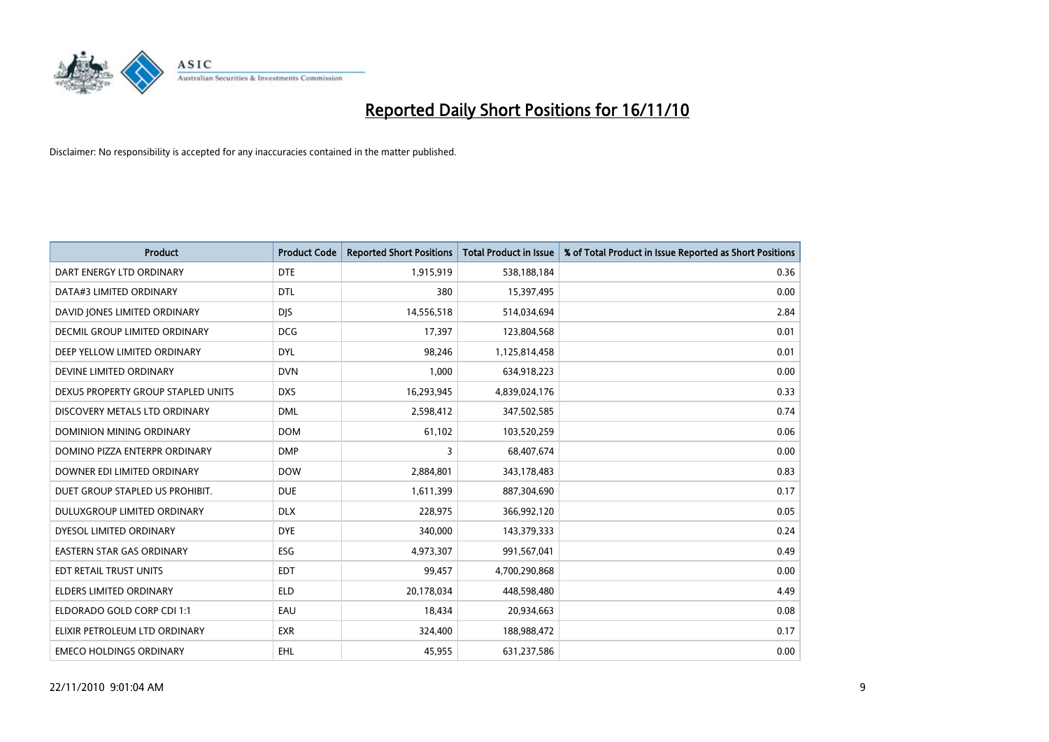# Reported Daily Short Positions for 16/11/10

Disclaimer: No responsibility is accepted for any inaccuracies contained in the matter published.

| Product | Product Code | Reported Short Positions | Total Product in Issue | % of Total Product in Issue Reported as Short Positions |
|---|---|---|---|---|
| DART ENERGY LTD ORDINARY | DTE | 1,915,919 | 538,188,184 | 0.36 |
| DATA#3 LIMITED ORDINARY | DTL | 380 | 15,397,495 | 0.00 |
| DAVID JONES LIMITED ORDINARY | DJS | 14,556,518 | 514,034,694 | 2.84 |
| DECMIL GROUP LIMITED ORDINARY | DCG | 17,397 | 123,804,568 | 0.01 |
| DEEP YELLOW LIMITED ORDINARY | DYL | 98,246 | 1,125,814,458 | 0.01 |
| DEVINE LIMITED ORDINARY | DVN | 1,000 | 634,918,223 | 0.00 |
| DEXUS PROPERTY GROUP STAPLED UNITS | DXS | 16,293,945 | 4,839,024,176 | 0.33 |
| DISCOVERY METALS LTD ORDINARY | DML | 2,598,412 | 347,502,585 | 0.74 |
| DOMINION MINING ORDINARY | DOM | 61,102 | 103,520,259 | 0.06 |
| DOMINO PIZZA ENTERPR ORDINARY | DMP | 3 | 68,407,674 | 0.00 |
| DOWNER EDI LIMITED ORDINARY | DOW | 2,884,801 | 343,178,483 | 0.83 |
| DUET GROUP STAPLED US PROHIBIT. | DUE | 1,611,399 | 887,304,690 | 0.17 |
| DULUXGROUP LIMITED ORDINARY | DLX | 228,975 | 366,992,120 | 0.05 |
| DYESOL LIMITED ORDINARY | DYE | 340,000 | 143,379,333 | 0.24 |
| EASTERN STAR GAS ORDINARY | ESG | 4,973,307 | 991,567,041 | 0.49 |
| EDT RETAIL TRUST UNITS | EDT | 99,457 | 4,700,290,868 | 0.00 |
| ELDERS LIMITED ORDINARY | ELD | 20,178,034 | 448,598,480 | 4.49 |
| ELDORADO GOLD CORP CDI 1:1 | EAU | 18,434 | 20,934,663 | 0.08 |
| ELIXIR PETROLEUM LTD ORDINARY | EXR | 324,400 | 188,988,472 | 0.17 |
| EMECO HOLDINGS ORDINARY | EHL | 45,955 | 631,237,586 | 0.00 |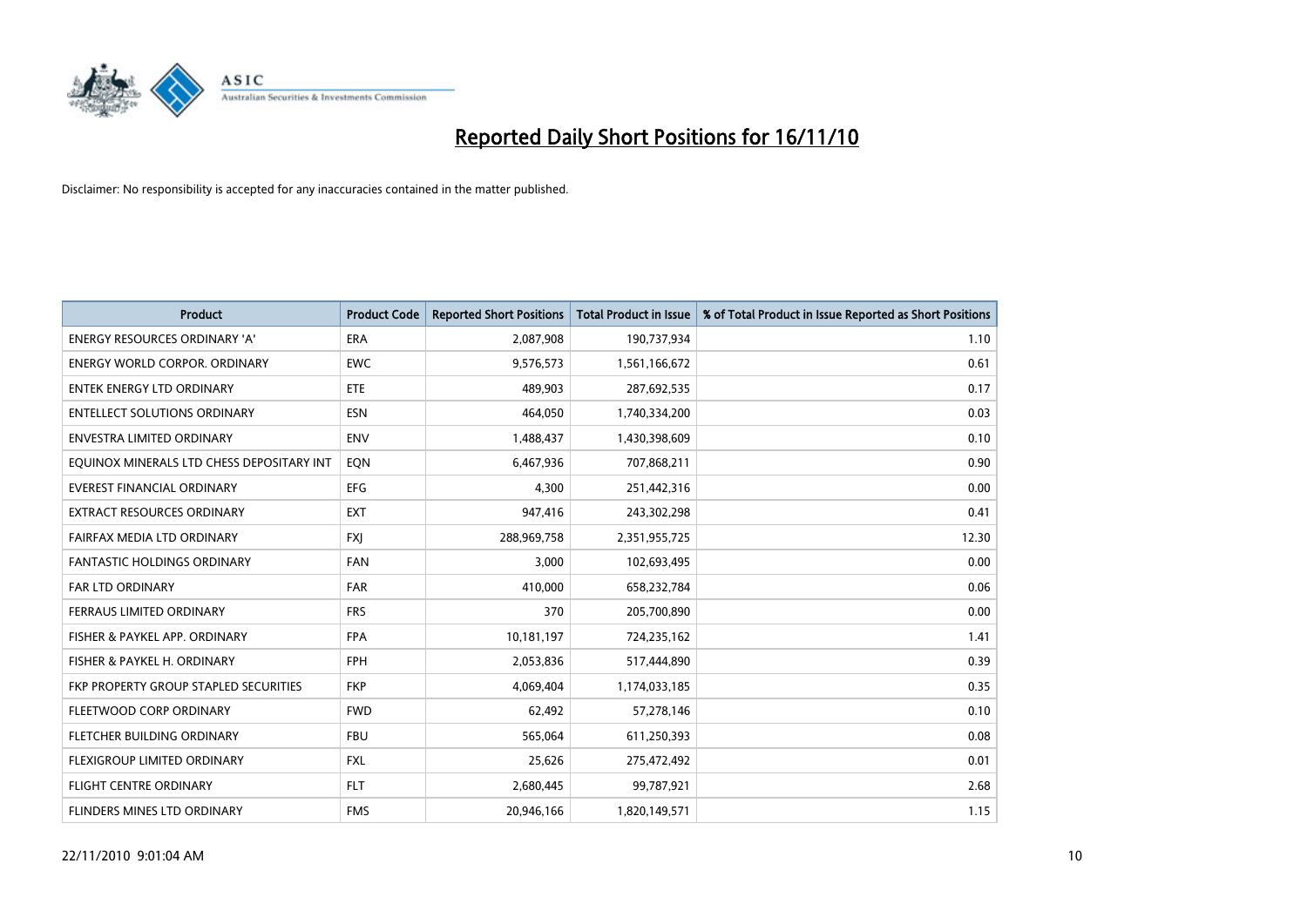# Reported Daily Short Positions for 16/11/10

Disclaimer: No responsibility is accepted for any inaccuracies contained in the matter published.

| Product | Product Code | Reported Short Positions | Total Product in Issue | % of Total Product in Issue Reported as Short Positions |
|---|---|---|---|---|
| ENERGY RESOURCES ORDINARY 'A' | ERA | 2,087,908 | 190,737,934 | 1.10 |
| ENERGY WORLD CORPOR. ORDINARY | EWC | 9,576,573 | 1,561,166,672 | 0.61 |
| ENTEK ENERGY LTD ORDINARY | ETE | 489,903 | 287,692,535 | 0.17 |
| ENTELLECT SOLUTIONS ORDINARY | ESN | 464,050 | 1,740,334,200 | 0.03 |
| ENVESTRA LIMITED ORDINARY | ENV | 1,488,437 | 1,430,398,609 | 0.10 |
| EQUINOX MINERALS LTD CHESS DEPOSITARY INT | EQN | 6,467,936 | 707,868,211 | 0.90 |
| EVEREST FINANCIAL ORDINARY | EFG | 4,300 | 251,442,316 | 0.00 |
| EXTRACT RESOURCES ORDINARY | EXT | 947,416 | 243,302,298 | 0.41 |
| FAIRFAX MEDIA LTD ORDINARY | FXJ | 288,969,758 | 2,351,955,725 | 12.30 |
| FANTASTIC HOLDINGS ORDINARY | FAN | 3,000 | 102,693,495 | 0.00 |
| FAR LTD ORDINARY | FAR | 410,000 | 658,232,784 | 0.06 |
| FERRAUS LIMITED ORDINARY | FRS | 370 | 205,700,890 | 0.00 |
| FISHER & PAYKEL APP. ORDINARY | FPA | 10,181,197 | 724,235,162 | 1.41 |
| FISHER & PAYKEL H. ORDINARY | FPH | 2,053,836 | 517,444,890 | 0.39 |
| FKP PROPERTY GROUP STAPLED SECURITIES | FKP | 4,069,404 | 1,174,033,185 | 0.35 |
| FLEETWOOD CORP ORDINARY | FWD | 62,492 | 57,278,146 | 0.10 |
| FLETCHER BUILDING ORDINARY | FBU | 565,064 | 611,250,393 | 0.08 |
| FLEXIGROUP LIMITED ORDINARY | FXL | 25,626 | 275,472,492 | 0.01 |
| FLIGHT CENTRE ORDINARY | FLT | 2,680,445 | 99,787,921 | 2.68 |
| FLINDERS MINES LTD ORDINARY | FMS | 20,946,166 | 1,820,149,571 | 1.15 |

22/11/2010 9:01:04 AM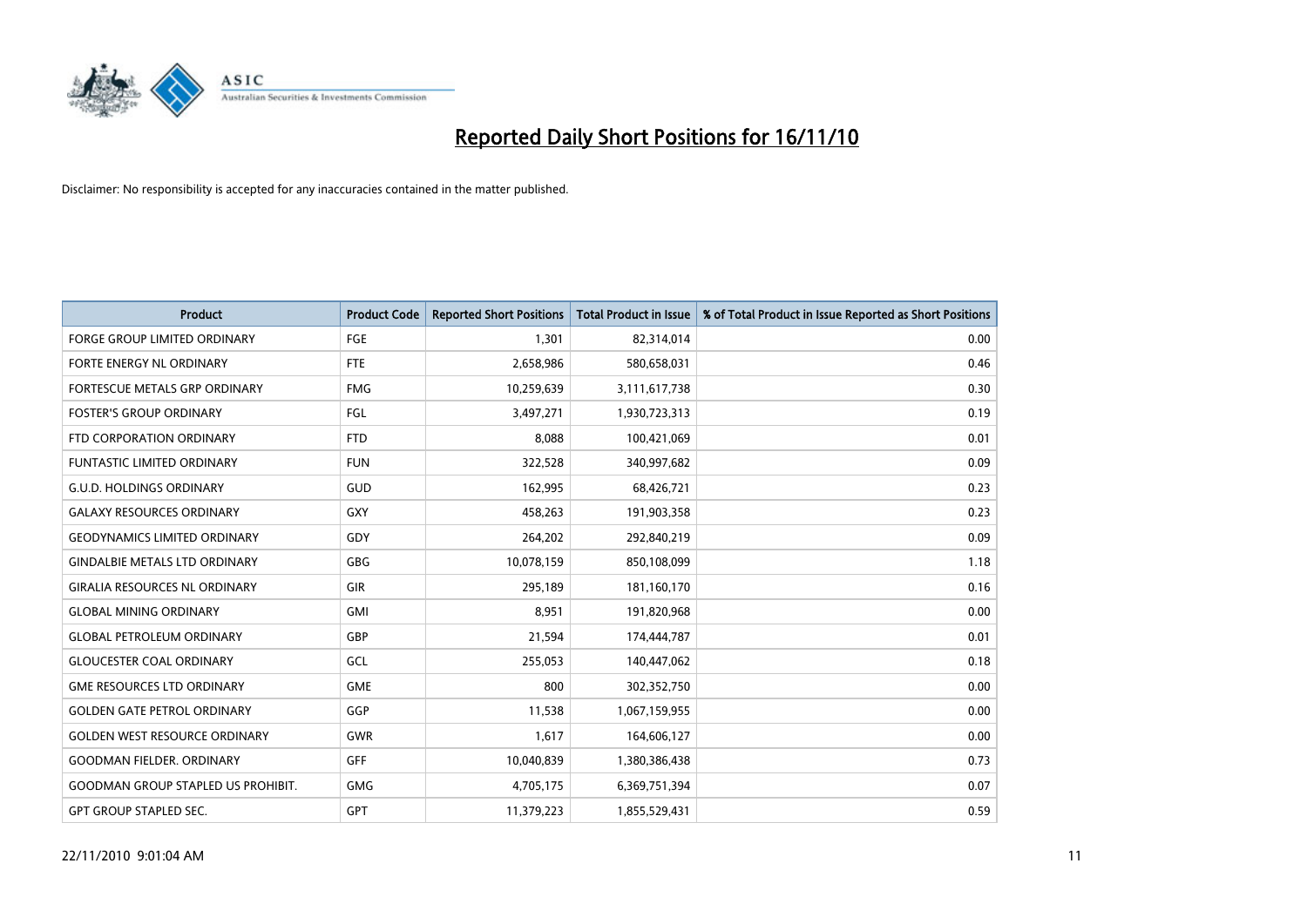# Reported Daily Short Positions for 16/11/10

Disclaimer: No responsibility is accepted for any inaccuracies contained in the matter published.

| Product | Product Code | Reported Short Positions | Total Product in Issue | % of Total Product in Issue Reported as Short Positions |
|---|---|---|---|---|
| FORGE GROUP LIMITED ORDINARY | FGE | 1,301 | 82,314,014 | 0.00 |
| FORTE ENERGY NL ORDINARY | FTE | 2,658,986 | 580,658,031 | 0.46 |
| FORTESCUE METALS GRP ORDINARY | FMG | 10,259,639 | 3,111,617,738 | 0.30 |
| FOSTER'S GROUP ORDINARY | FGL | 3,497,271 | 1,930,723,313 | 0.19 |
| FTD CORPORATION ORDINARY | FTD | 8,088 | 100,421,069 | 0.01 |
| FUNTASTIC LIMITED ORDINARY | FUN | 322,528 | 340,997,682 | 0.09 |
| G.U.D. HOLDINGS ORDINARY | GUD | 162,995 | 68,426,721 | 0.23 |
| GALAXY RESOURCES ORDINARY | GXY | 458,263 | 191,903,358 | 0.23 |
| GEODYNAMICS LIMITED ORDINARY | GDY | 264,202 | 292,840,219 | 0.09 |
| GINDALBIE METALS LTD ORDINARY | GBG | 10,078,159 | 850,108,099 | 1.18 |
| GIRALIA RESOURCES NL ORDINARY | GIR | 295,189 | 181,160,170 | 0.16 |
| GLOBAL MINING ORDINARY | GMI | 8,951 | 191,820,968 | 0.00 |
| GLOBAL PETROLEUM ORDINARY | GBP | 21,594 | 174,444,787 | 0.01 |
| GLOUCESTER COAL ORDINARY | GCL | 255,053 | 140,447,062 | 0.18 |
| GME RESOURCES LTD ORDINARY | GME | 800 | 302,352,750 | 0.00 |
| GOLDEN GATE PETROL ORDINARY | GGP | 11,538 | 1,067,159,955 | 0.00 |
| GOLDEN WEST RESOURCE ORDINARY | GWR | 1,617 | 164,606,127 | 0.00 |
| GOODMAN FIELDER. ORDINARY | GFF | 10,040,839 | 1,380,386,438 | 0.73 |
| GOODMAN GROUP STAPLED US PROHIBIT. | GMG | 4,705,175 | 6,369,751,394 | 0.07 |
| GPT GROUP STAPLED SEC. | GPT | 11,379,223 | 1,855,529,431 | 0.59 |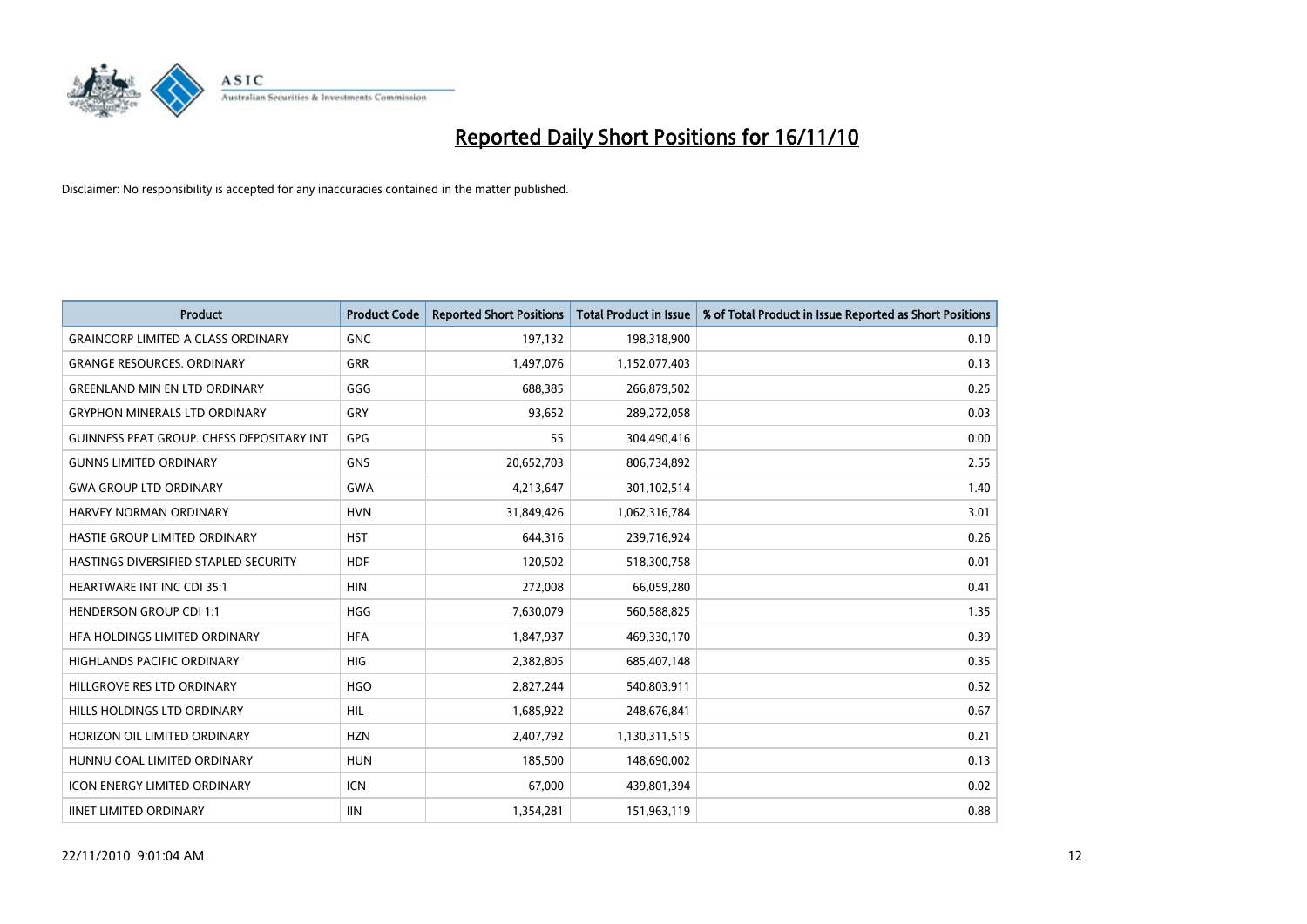# Reported Daily Short Positions for 16/11/10

Disclaimer: No responsibility is accepted for any inaccuracies contained in the matter published.

| Product | Product Code | Reported Short Positions | Total Product in Issue | % of Total Product in Issue Reported as Short Positions |
|---|---|---|---|---|
| GRAINCORP LIMITED A CLASS ORDINARY | GNC | 197,132 | 198,318,900 | 0.10 |
| GRANGE RESOURCES. ORDINARY | GRR | 1,497,076 | 1,152,077,403 | 0.13 |
| GREENLAND MIN EN LTD ORDINARY | GGG | 688,385 | 266,879,502 | 0.25 |
| GRYPHON MINERALS LTD ORDINARY | GRY | 93,652 | 289,272,058 | 0.03 |
| GUINNESS PEAT GROUP. CHESS DEPOSITARY INT | GPG | 55 | 304,490,416 | 0.00 |
| GUNNS LIMITED ORDINARY | GNS | 20,652,703 | 806,734,892 | 2.55 |
| GWA GROUP LTD ORDINARY | GWA | 4,213,647 | 301,102,514 | 1.40 |
| HARVEY NORMAN ORDINARY | HVN | 31,849,426 | 1,062,316,784 | 3.01 |
| HASTIE GROUP LIMITED ORDINARY | HST | 644,316 | 239,716,924 | 0.26 |
| HASTINGS DIVERSIFIED STAPLED SECURITY | HDF | 120,502 | 518,300,758 | 0.01 |
| HEARTWARE INT INC CDI 35:1 | HIN | 272,008 | 66,059,280 | 0.41 |
| HENDERSON GROUP CDI 1:1 | HGG | 7,630,079 | 560,588,825 | 1.35 |
| HFA HOLDINGS LIMITED ORDINARY | HFA | 1,847,937 | 469,330,170 | 0.39 |
| HIGHLANDS PACIFIC ORDINARY | HIG | 2,382,805 | 685,407,148 | 0.35 |
| HILLGROVE RES LTD ORDINARY | HGO | 2,827,244 | 540,803,911 | 0.52 |
| HILLS HOLDINGS LTD ORDINARY | HIL | 1,685,922 | 248,676,841 | 0.67 |
| HORIZON OIL LIMITED ORDINARY | HZN | 2,407,792 | 1,130,311,515 | 0.21 |
| HUNNU COAL LIMITED ORDINARY | HUN | 185,500 | 148,690,002 | 0.13 |
| ICON ENERGY LIMITED ORDINARY | ICN | 67,000 | 439,801,394 | 0.02 |
| IINET LIMITED ORDINARY | IIN | 1,354,281 | 151,963,119 | 0.88 |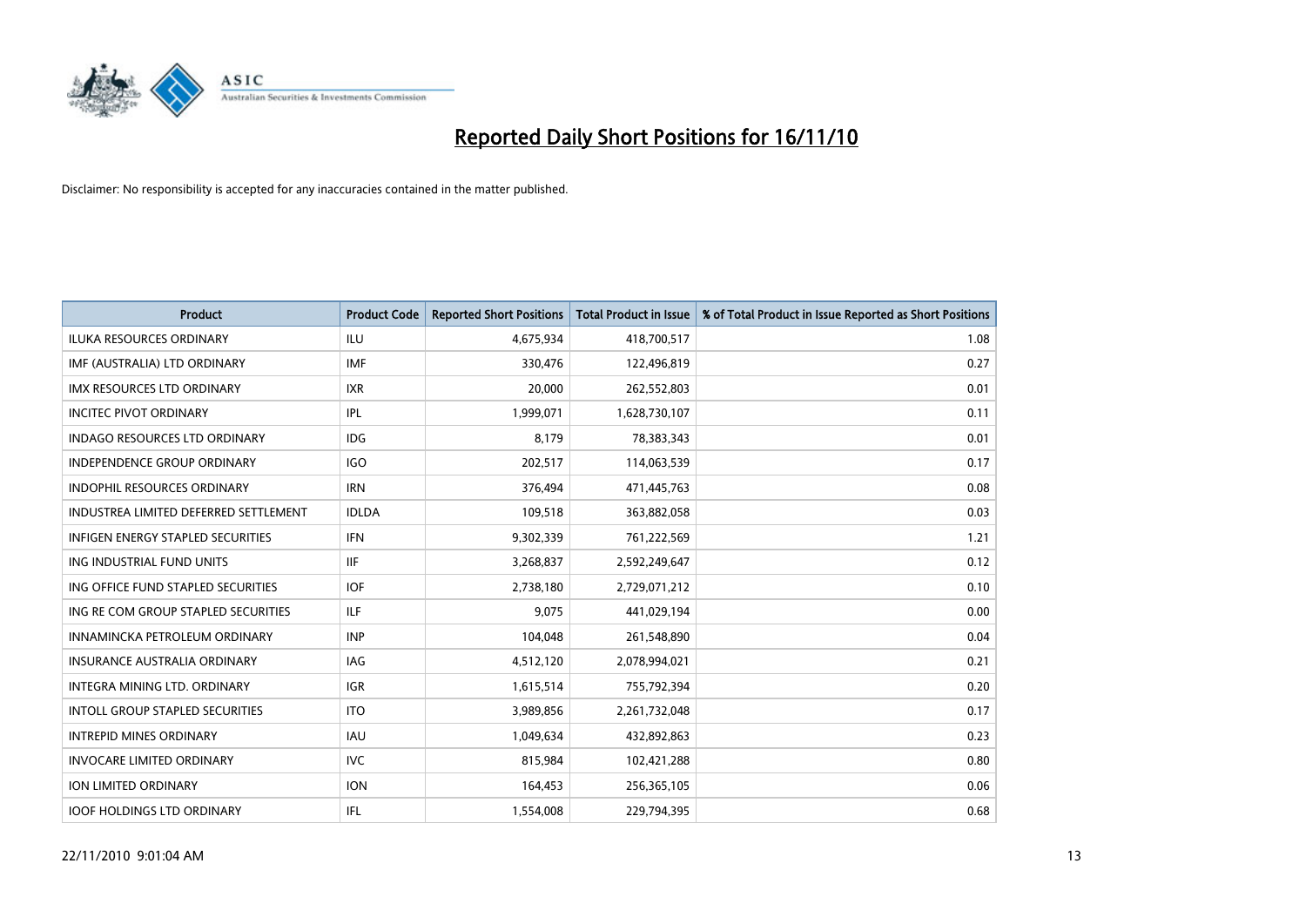# Reported Daily Short Positions for 16/11/10

Disclaimer: No responsibility is accepted for any inaccuracies contained in the matter published.

| Product | Product Code | Reported Short Positions | Total Product in Issue | % of Total Product in Issue Reported as Short Positions |
|---|---|---|---|---|
| ILUKA RESOURCES ORDINARY | ILU | 4,675,934 | 418,700,517 | 1.08 |
| IMF (AUSTRALIA) LTD ORDINARY | IMF | 330,476 | 122,496,819 | 0.27 |
| IMX RESOURCES LTD ORDINARY | IXR | 20,000 | 262,552,803 | 0.01 |
| INCITEC PIVOT ORDINARY | IPL | 1,999,071 | 1,628,730,107 | 0.11 |
| INDAGO RESOURCES LTD ORDINARY | IDG | 8,179 | 78,383,343 | 0.01 |
| INDEPENDENCE GROUP ORDINARY | IGO | 202,517 | 114,063,539 | 0.17 |
| INDOPHIL RESOURCES ORDINARY | IRN | 376,494 | 471,445,763 | 0.08 |
| INDUSTREA LIMITED DEFERRED SETTLEMENT | IDLDA | 109,518 | 363,882,058 | 0.03 |
| INFIGEN ENERGY STAPLED SECURITIES | IFN | 9,302,339 | 761,222,569 | 1.21 |
| ING INDUSTRIAL FUND UNITS | IIF | 3,268,837 | 2,592,249,647 | 0.12 |
| ING OFFICE FUND STAPLED SECURITIES | IOF | 2,738,180 | 2,729,071,212 | 0.10 |
| ING RE COM GROUP STAPLED SECURITIES | ILF | 9,075 | 441,029,194 | 0.00 |
| INNAMINCKA PETROLEUM ORDINARY | INP | 104,048 | 261,548,890 | 0.04 |
| INSURANCE AUSTRALIA ORDINARY | IAG | 4,512,120 | 2,078,994,021 | 0.21 |
| INTEGRA MINING LTD. ORDINARY | IGR | 1,615,514 | 755,792,394 | 0.20 |
| INTOLL GROUP STAPLED SECURITIES | ITO | 3,989,856 | 2,261,732,048 | 0.17 |
| INTREPID MINES ORDINARY | IAU | 1,049,634 | 432,892,863 | 0.23 |
| INVOCARE LIMITED ORDINARY | IVC | 815,984 | 102,421,288 | 0.80 |
| ION LIMITED ORDINARY | ION | 164,453 | 256,365,105 | 0.06 |
| IOOF HOLDINGS LTD ORDINARY | IFL | 1,554,008 | 229,794,395 | 0.68 |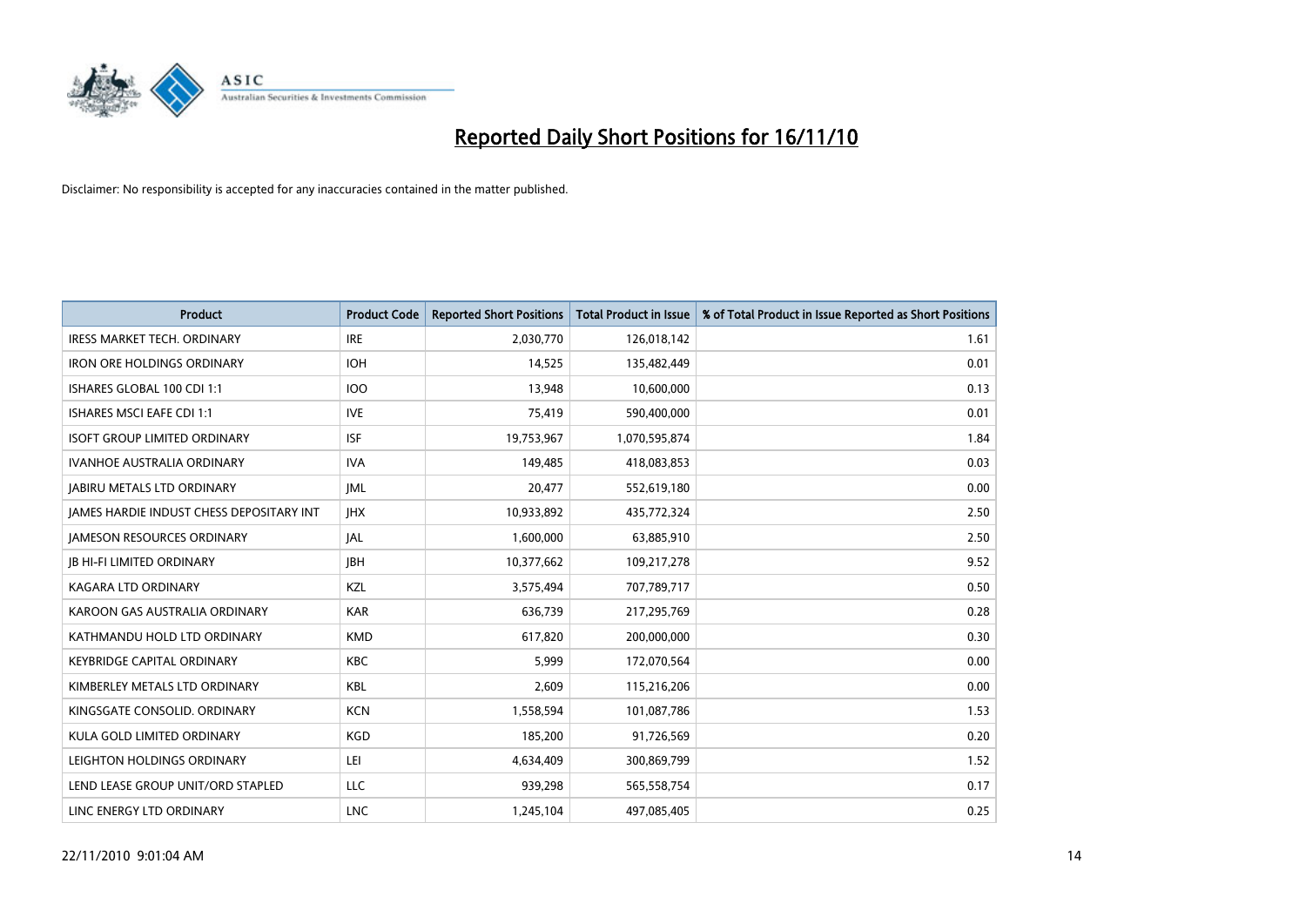# Reported Daily Short Positions for 16/11/10

Disclaimer: No responsibility is accepted for any inaccuracies contained in the matter published.

| Product | Product Code | Reported Short Positions | Total Product in Issue | % of Total Product in Issue Reported as Short Positions |
|---|---|---|---|---|
| IRESS MARKET TECH. ORDINARY | IRE | 2,030,770 | 126,018,142 | 1.61 |
| IRON ORE HOLDINGS ORDINARY | IOH | 14,525 | 135,482,449 | 0.01 |
| ISHARES GLOBAL 100 CDI 1:1 | IOO | 13,948 | 10,600,000 | 0.13 |
| ISHARES MSCI EAFE CDI 1:1 | IVE | 75,419 | 590,400,000 | 0.01 |
| ISOFT GROUP LIMITED ORDINARY | ISF | 19,753,967 | 1,070,595,874 | 1.84 |
| IVANHOE AUSTRALIA ORDINARY | IVA | 149,485 | 418,083,853 | 0.03 |
| JABIRU METALS LTD ORDINARY | JML | 20,477 | 552,619,180 | 0.00 |
| JAMES HARDIE INDUST CHESS DEPOSITARY INT | JHX | 10,933,892 | 435,772,324 | 2.50 |
| JAMESON RESOURCES ORDINARY | JAL | 1,600,000 | 63,885,910 | 2.50 |
| JB HI-FI LIMITED ORDINARY | JBH | 10,377,662 | 109,217,278 | 9.52 |
| KAGARA LTD ORDINARY | KZL | 3,575,494 | 707,789,717 | 0.50 |
| KAROON GAS AUSTRALIA ORDINARY | KAR | 636,739 | 217,295,769 | 0.28 |
| KATHMANDU HOLD LTD ORDINARY | KMD | 617,820 | 200,000,000 | 0.30 |
| KEYBRIDGE CAPITAL ORDINARY | KBC | 5,999 | 172,070,564 | 0.00 |
| KIMBERLEY METALS LTD ORDINARY | KBL | 2,609 | 115,216,206 | 0.00 |
| KINGSGATE CONSOLID. ORDINARY | KCN | 1,558,594 | 101,087,786 | 1.53 |
| KULA GOLD LIMITED ORDINARY | KGD | 185,200 | 91,726,569 | 0.20 |
| LEIGHTON HOLDINGS ORDINARY | LEI | 4,634,409 | 300,869,799 | 1.52 |
| LEND LEASE GROUP UNIT/ORD STAPLED | LLC | 939,298 | 565,558,754 | 0.17 |
| LINC ENERGY LTD ORDINARY | LNC | 1,245,104 | 497,085,405 | 0.25 |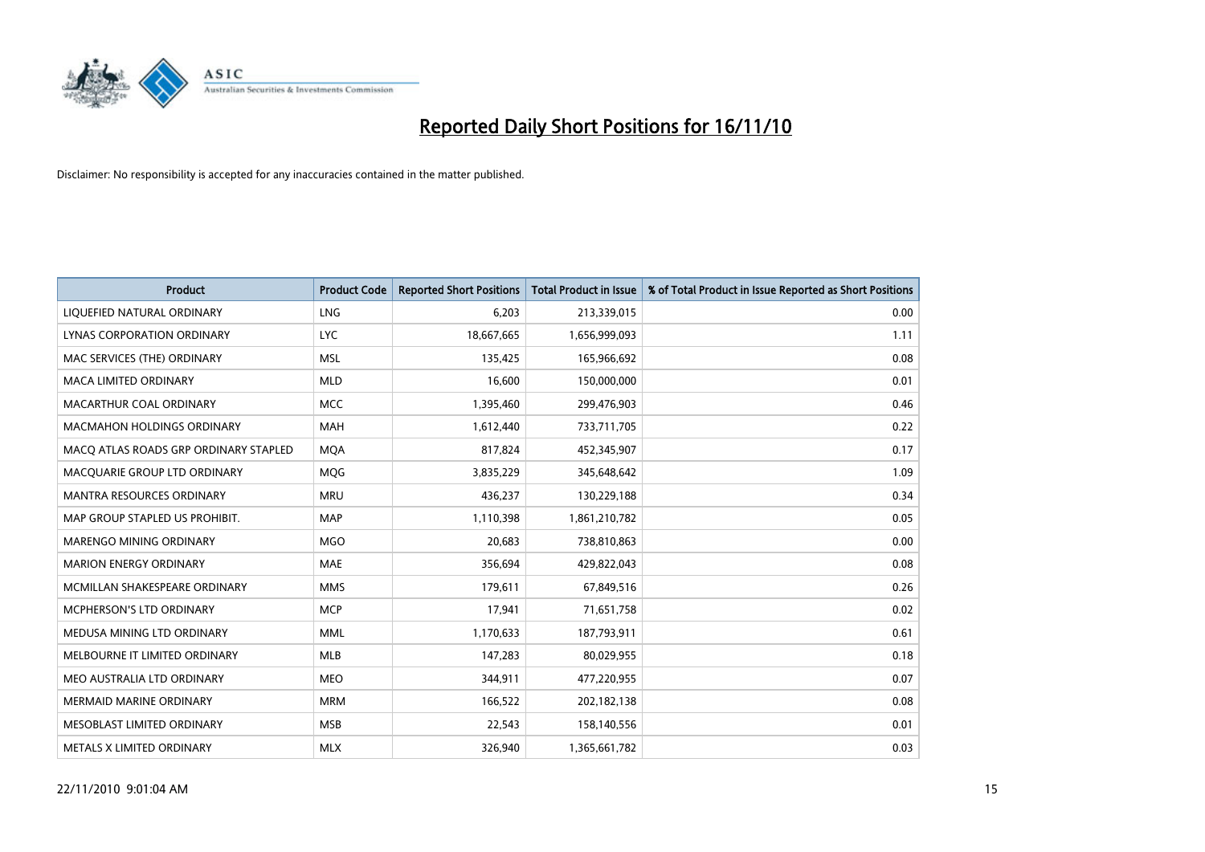# Reported Daily Short Positions for 16/11/10

Disclaimer: No responsibility is accepted for any inaccuracies contained in the matter published.

| Product | Product Code | Reported Short Positions | Total Product in Issue | % of Total Product in Issue Reported as Short Positions |
|---|---|---|---|---|
| LIQUEFIED NATURAL ORDINARY | LNG | 6,203 | 213,339,015 | 0.00 |
| LYNAS CORPORATION ORDINARY | LYC | 18,667,665 | 1,656,999,093 | 1.11 |
| MAC SERVICES (THE) ORDINARY | MSL | 135,425 | 165,966,692 | 0.08 |
| MACA LIMITED ORDINARY | MLD | 16,600 | 150,000,000 | 0.01 |
| MACARTHUR COAL ORDINARY | MCC | 1,395,460 | 299,476,903 | 0.46 |
| MACMAHON HOLDINGS ORDINARY | MAH | 1,612,440 | 733,711,705 | 0.22 |
| MACQ ATLAS ROADS GRP ORDINARY STAPLED | MQA | 817,824 | 452,345,907 | 0.17 |
| MACQUARIE GROUP LTD ORDINARY | MQG | 3,835,229 | 345,648,642 | 1.09 |
| MANTRA RESOURCES ORDINARY | MRU | 436,237 | 130,229,188 | 0.34 |
| MAP GROUP STAPLED US PROHIBIT. | MAP | 1,110,398 | 1,861,210,782 | 0.05 |
| MARENGO MINING ORDINARY | MGO | 20,683 | 738,810,863 | 0.00 |
| MARION ENERGY ORDINARY | MAE | 356,694 | 429,822,043 | 0.08 |
| MCMILLAN SHAKESPEARE ORDINARY | MMS | 179,611 | 67,849,516 | 0.26 |
| MCPHERSON'S LTD ORDINARY | MCP | 17,941 | 71,651,758 | 0.02 |
| MEDUSA MINING LTD ORDINARY | MML | 1,170,633 | 187,793,911 | 0.61 |
| MELBOURNE IT LIMITED ORDINARY | MLB | 147,283 | 80,029,955 | 0.18 |
| MEO AUSTRALIA LTD ORDINARY | MEO | 344,911 | 477,220,955 | 0.07 |
| MERMAID MARINE ORDINARY | MRM | 166,522 | 202,182,138 | 0.08 |
| MESOBLAST LIMITED ORDINARY | MSB | 22,543 | 158,140,556 | 0.01 |
| METALS X LIMITED ORDINARY | MLX | 326,940 | 1,365,661,782 | 0.03 |

22/11/2010 9:01:04 AM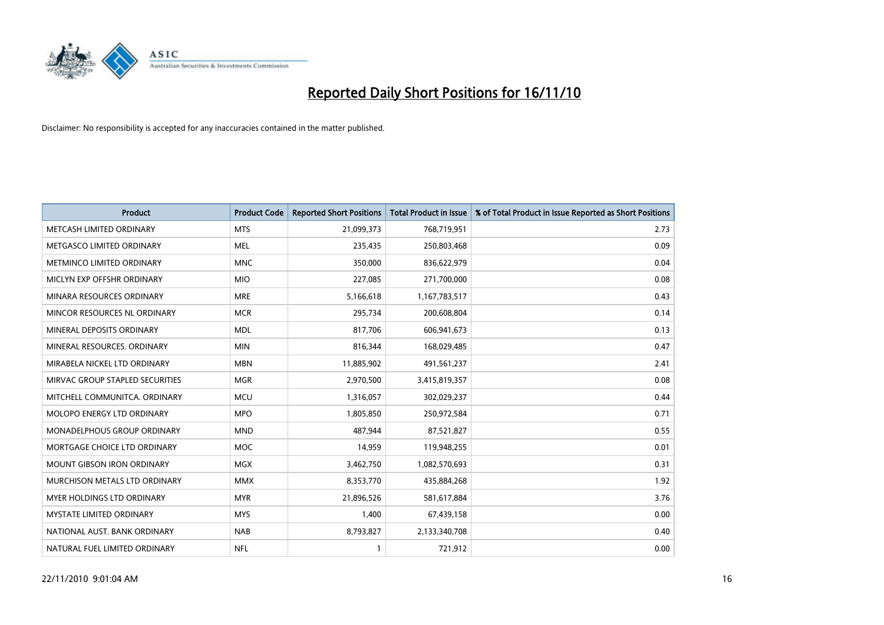# Reported Daily Short Positions for 16/11/10

Disclaimer: No responsibility is accepted for any inaccuracies contained in the matter published.

| Product | Product Code | Reported Short Positions | Total Product in Issue | % of Total Product in Issue Reported as Short Positions |
|---|---|---|---|---|
| METCASH LIMITED ORDINARY | MTS | 21,099,373 | 768,719,951 | 2.73 |
| METGASCO LIMITED ORDINARY | MEL | 235,435 | 250,803,468 | 0.09 |
| METMINCO LIMITED ORDINARY | MNC | 350,000 | 836,622,979 | 0.04 |
| MICLYN EXP OFFSHR ORDINARY | MIO | 227,085 | 271,700,000 | 0.08 |
| MINARA RESOURCES ORDINARY | MRE | 5,166,618 | 1,167,783,517 | 0.43 |
| MINCOR RESOURCES NL ORDINARY | MCR | 295,734 | 200,608,804 | 0.14 |
| MINERAL DEPOSITS ORDINARY | MDL | 817,706 | 606,941,673 | 0.13 |
| MINERAL RESOURCES. ORDINARY | MIN | 816,344 | 168,029,485 | 0.47 |
| MIRABELA NICKEL LTD ORDINARY | MBN | 11,885,902 | 491,561,237 | 2.41 |
| MIRVAC GROUP STAPLED SECURITIES | MGR | 2,970,500 | 3,415,819,357 | 0.08 |
| MITCHELL COMMUNITCA. ORDINARY | MCU | 1,316,057 | 302,029,237 | 0.44 |
| MOLOPO ENERGY LTD ORDINARY | MPO | 1,805,850 | 250,972,584 | 0.71 |
| MONADELPHOUS GROUP ORDINARY | MND | 487,944 | 87,521,827 | 0.55 |
| MORTGAGE CHOICE LTD ORDINARY | MOC | 14,959 | 119,948,255 | 0.01 |
| MOUNT GIBSON IRON ORDINARY | MGX | 3,462,750 | 1,082,570,693 | 0.31 |
| MURCHISON METALS LTD ORDINARY | MMX | 8,353,770 | 435,884,268 | 1.92 |
| MYER HOLDINGS LTD ORDINARY | MYR | 21,896,526 | 581,617,884 | 3.76 |
| MYSTATE LIMITED ORDINARY | MYS | 1,400 | 67,439,158 | 0.00 |
| NATIONAL AUST. BANK ORDINARY | NAB | 8,793,827 | 2,133,340,708 | 0.40 |
| NATURAL FUEL LIMITED ORDINARY | NFL | 1 | 721,912 | 0.00 |

22/11/2010 9:01:04 AM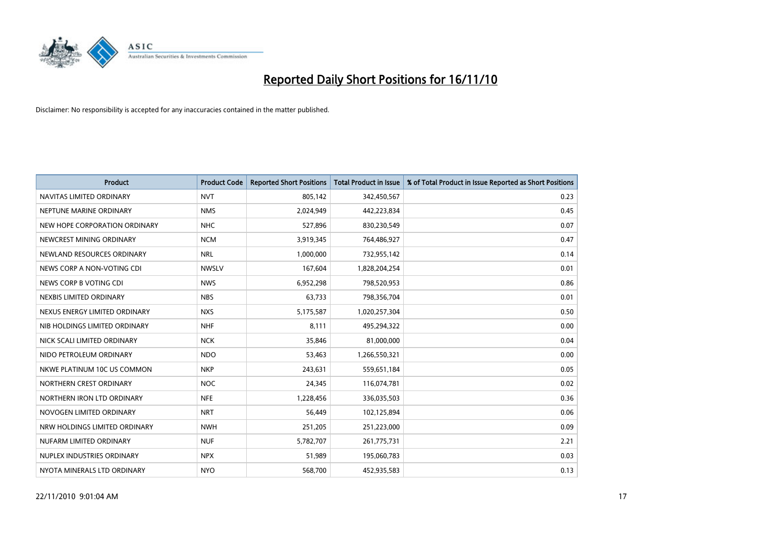# Reported Daily Short Positions for 16/11/10

Disclaimer: No responsibility is accepted for any inaccuracies contained in the matter published.

| Product | Product Code | Reported Short Positions | Total Product in Issue | % of Total Product in Issue Reported as Short Positions |
|---|---|---|---|---|
| NAVITAS LIMITED ORDINARY | NVT | 805,142 | 342,450,567 | 0.23 |
| NEPTUNE MARINE ORDINARY | NMS | 2,024,949 | 442,223,834 | 0.45 |
| NEW HOPE CORPORATION ORDINARY | NHC | 527,896 | 830,230,549 | 0.07 |
| NEWCREST MINING ORDINARY | NCM | 3,919,345 | 764,486,927 | 0.47 |
| NEWLAND RESOURCES ORDINARY | NRL | 1,000,000 | 732,955,142 | 0.14 |
| NEWS CORP A NON-VOTING CDI | NWSLV | 167,604 | 1,828,204,254 | 0.01 |
| NEWS CORP B VOTING CDI | NWS | 6,952,298 | 798,520,953 | 0.86 |
| NEXBIS LIMITED ORDINARY | NBS | 63,733 | 798,356,704 | 0.01 |
| NEXUS ENERGY LIMITED ORDINARY | NXS | 5,175,587 | 1,020,257,304 | 0.50 |
| NIB HOLDINGS LIMITED ORDINARY | NHF | 8,111 | 495,294,322 | 0.00 |
| NICK SCALI LIMITED ORDINARY | NCK | 35,846 | 81,000,000 | 0.04 |
| NIDO PETROLEUM ORDINARY | NDO | 53,463 | 1,266,550,321 | 0.00 |
| NKWE PLATINUM 10C US COMMON | NKP | 243,631 | 559,651,184 | 0.05 |
| NORTHERN CREST ORDINARY | NOC | 24,345 | 116,074,781 | 0.02 |
| NORTHERN IRON LTD ORDINARY | NFE | 1,228,456 | 336,035,503 | 0.36 |
| NOVOGEN LIMITED ORDINARY | NRT | 56,449 | 102,125,894 | 0.06 |
| NRW HOLDINGS LIMITED ORDINARY | NWH | 251,205 | 251,223,000 | 0.09 |
| NUFARM LIMITED ORDINARY | NUF | 5,782,707 | 261,775,731 | 2.21 |
| NUPLEX INDUSTRIES ORDINARY | NPX | 51,989 | 195,060,783 | 0.03 |
| NYOTA MINERALS LTD ORDINARY | NYO | 568,700 | 452,935,583 | 0.13 |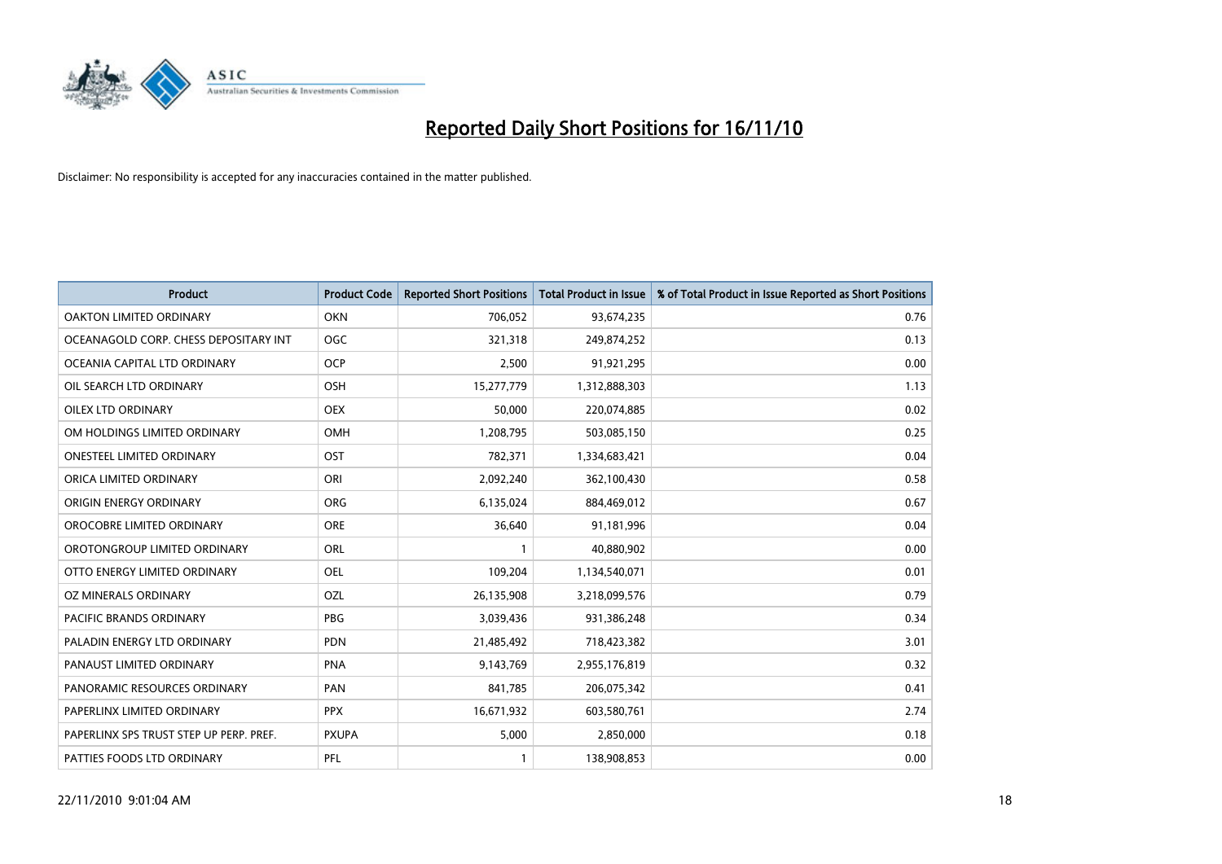# Reported Daily Short Positions for 16/11/10

Disclaimer: No responsibility is accepted for any inaccuracies contained in the matter published.

| Product | Product Code | Reported Short Positions | Total Product in Issue | % of Total Product in Issue Reported as Short Positions |
|---|---|---|---|---|
| OAKTON LIMITED ORDINARY | OKN | 706,052 | 93,674,235 | 0.76 |
| OCEANAGOLD CORP. CHESS DEPOSITARY INT | OGC | 321,318 | 249,874,252 | 0.13 |
| OCEANIA CAPITAL LTD ORDINARY | OCP | 2,500 | 91,921,295 | 0.00 |
| OIL SEARCH LTD ORDINARY | OSH | 15,277,779 | 1,312,888,303 | 1.13 |
| OILEX LTD ORDINARY | OEX | 50,000 | 220,074,885 | 0.02 |
| OM HOLDINGS LIMITED ORDINARY | OMH | 1,208,795 | 503,085,150 | 0.25 |
| ONESTEEL LIMITED ORDINARY | OST | 782,371 | 1,334,683,421 | 0.04 |
| ORICA LIMITED ORDINARY | ORI | 2,092,240 | 362,100,430 | 0.58 |
| ORIGIN ENERGY ORDINARY | ORG | 6,135,024 | 884,469,012 | 0.67 |
| OROCOBRE LIMITED ORDINARY | ORE | 36,640 | 91,181,996 | 0.04 |
| OROTONGROUP LIMITED ORDINARY | ORL | 1 | 40,880,902 | 0.00 |
| OTTO ENERGY LIMITED ORDINARY | OEL | 109,204 | 1,134,540,071 | 0.01 |
| OZ MINERALS ORDINARY | OZL | 26,135,908 | 3,218,099,576 | 0.79 |
| PACIFIC BRANDS ORDINARY | PBG | 3,039,436 | 931,386,248 | 0.34 |
| PALADIN ENERGY LTD ORDINARY | PDN | 21,485,492 | 718,423,382 | 3.01 |
| PANAUST LIMITED ORDINARY | PNA | 9,143,769 | 2,955,176,819 | 0.32 |
| PANORAMIC RESOURCES ORDINARY | PAN | 841,785 | 206,075,342 | 0.41 |
| PAPERLINX LIMITED ORDINARY | PPX | 16,671,932 | 603,580,761 | 2.74 |
| PAPERLINX SPS TRUST STEP UP PERP. PREF. | PXUPA | 5,000 | 2,850,000 | 0.18 |
| PATTIES FOODS LTD ORDINARY | PFL | 1 | 138,908,853 | 0.00 |

22/11/2010 9:01:04 AM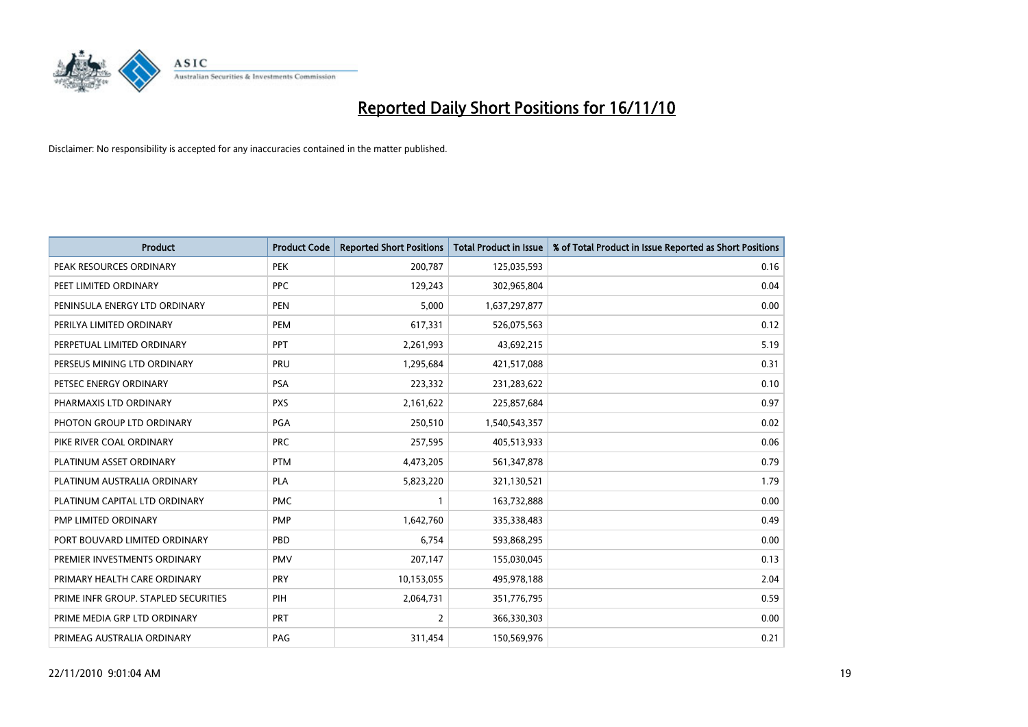# Reported Daily Short Positions for 16/11/10

Disclaimer: No responsibility is accepted for any inaccuracies contained in the matter published.

| Product | Product Code | Reported Short Positions | Total Product in Issue | % of Total Product in Issue Reported as Short Positions |
|---|---|---|---|---|
| PEAK RESOURCES ORDINARY | PEK | 200,787 | 125,035,593 | 0.16 |
| PEET LIMITED ORDINARY | PPC | 129,243 | 302,965,804 | 0.04 |
| PENINSULA ENERGY LTD ORDINARY | PEN | 5,000 | 1,637,297,877 | 0.00 |
| PERILYA LIMITED ORDINARY | PEM | 617,331 | 526,075,563 | 0.12 |
| PERPETUAL LIMITED ORDINARY | PPT | 2,261,993 | 43,692,215 | 5.19 |
| PERSEUS MINING LTD ORDINARY | PRU | 1,295,684 | 421,517,088 | 0.31 |
| PETSEC ENERGY ORDINARY | PSA | 223,332 | 231,283,622 | 0.10 |
| PHARMAXIS LTD ORDINARY | PXS | 2,161,622 | 225,857,684 | 0.97 |
| PHOTON GROUP LTD ORDINARY | PGA | 250,510 | 1,540,543,357 | 0.02 |
| PIKE RIVER COAL ORDINARY | PRC | 257,595 | 405,513,933 | 0.06 |
| PLATINUM ASSET ORDINARY | PTM | 4,473,205 | 561,347,878 | 0.79 |
| PLATINUM AUSTRALIA ORDINARY | PLA | 5,823,220 | 321,130,521 | 1.79 |
| PLATINUM CAPITAL LTD ORDINARY | PMC | 1 | 163,732,888 | 0.00 |
| PMP LIMITED ORDINARY | PMP | 1,642,760 | 335,338,483 | 0.49 |
| PORT BOUVARD LIMITED ORDINARY | PBD | 6,754 | 593,868,295 | 0.00 |
| PREMIER INVESTMENTS ORDINARY | PMV | 207,147 | 155,030,045 | 0.13 |
| PRIMARY HEALTH CARE ORDINARY | PRY | 10,153,055 | 495,978,188 | 2.04 |
| PRIME INFR GROUP. STAPLED SECURITIES | PIH | 2,064,731 | 351,776,795 | 0.59 |
| PRIME MEDIA GRP LTD ORDINARY | PRT | 2 | 366,330,303 | 0.00 |
| PRIMEAG AUSTRALIA ORDINARY | PAG | 311,454 | 150,569,976 | 0.21 |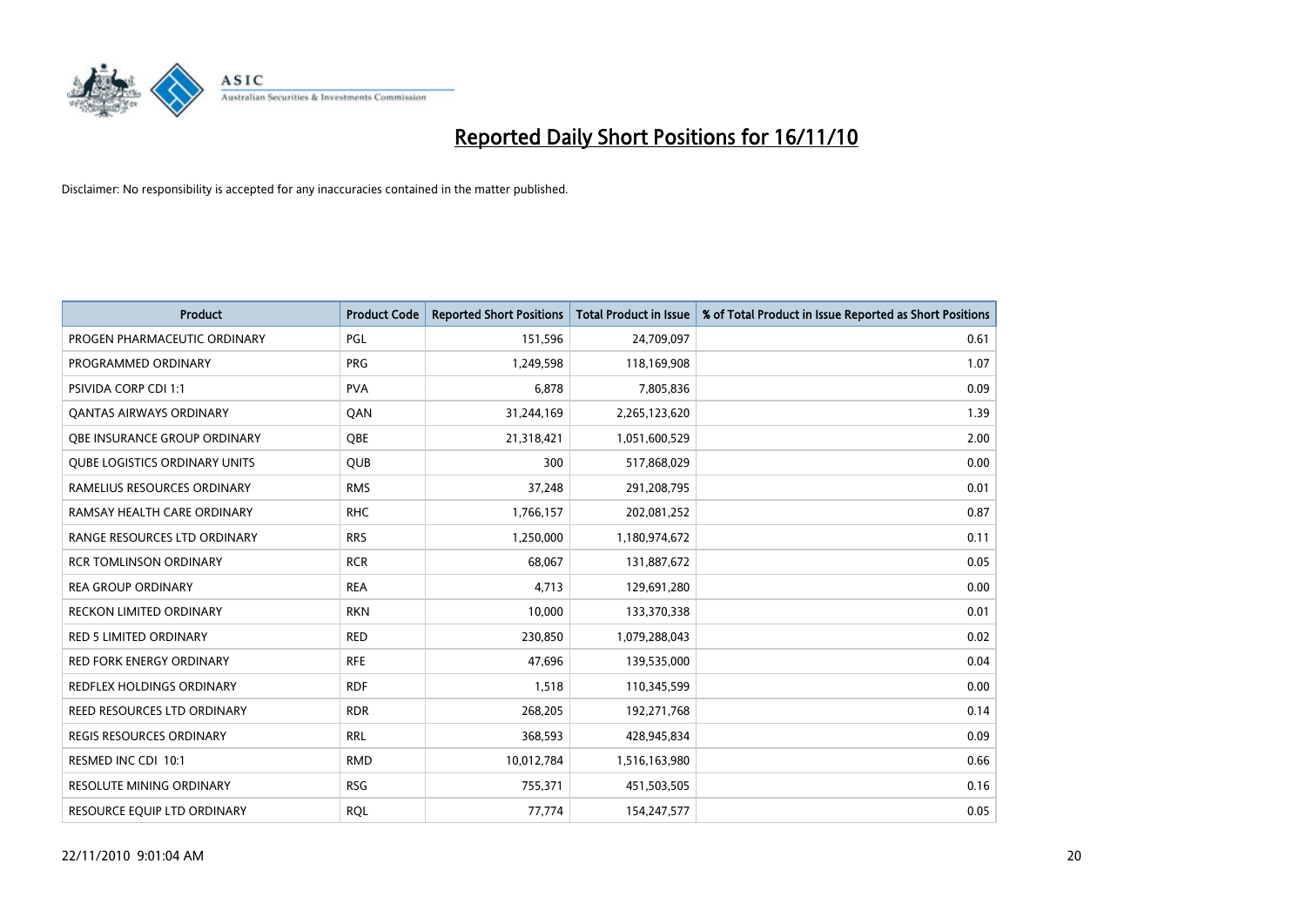# Reported Daily Short Positions for 16/11/10

Disclaimer: No responsibility is accepted for any inaccuracies contained in the matter published.

| Product | Product Code | Reported Short Positions | Total Product in Issue | % of Total Product in Issue Reported as Short Positions |
|---|---|---|---|---|
| PROGEN PHARMACEUTIC ORDINARY | PGL | 151,596 | 24,709,097 | 0.61 |
| PROGRAMMED ORDINARY | PRG | 1,249,598 | 118,169,908 | 1.07 |
| PSIVIDA CORP CDI 1:1 | PVA | 6,878 | 7,805,836 | 0.09 |
| QANTAS AIRWAYS ORDINARY | QAN | 31,244,169 | 2,265,123,620 | 1.39 |
| QBE INSURANCE GROUP ORDINARY | QBE | 21,318,421 | 1,051,600,529 | 2.00 |
| QUBE LOGISTICS ORDINARY UNITS | QUB | 300 | 517,868,029 | 0.00 |
| RAMELIUS RESOURCES ORDINARY | RMS | 37,248 | 291,208,795 | 0.01 |
| RAMSAY HEALTH CARE ORDINARY | RHC | 1,766,157 | 202,081,252 | 0.87 |
| RANGE RESOURCES LTD ORDINARY | RRS | 1,250,000 | 1,180,974,672 | 0.11 |
| RCR TOMLINSON ORDINARY | RCR | 68,067 | 131,887,672 | 0.05 |
| REA GROUP ORDINARY | REA | 4,713 | 129,691,280 | 0.00 |
| RECKON LIMITED ORDINARY | RKN | 10,000 | 133,370,338 | 0.01 |
| RED 5 LIMITED ORDINARY | RED | 230,850 | 1,079,288,043 | 0.02 |
| RED FORK ENERGY ORDINARY | RFE | 47,696 | 139,535,000 | 0.04 |
| REDFLEX HOLDINGS ORDINARY | RDF | 1,518 | 110,345,599 | 0.00 |
| REED RESOURCES LTD ORDINARY | RDR | 268,205 | 192,271,768 | 0.14 |
| REGIS RESOURCES ORDINARY | RRL | 368,593 | 428,945,834 | 0.09 |
| RESMED INC CDI 10:1 | RMD | 10,012,784 | 1,516,163,980 | 0.66 |
| RESOLUTE MINING ORDINARY | RSG | 755,371 | 451,503,505 | 0.16 |
| RESOURCE EQUIP LTD ORDINARY | RQL | 77,774 | 154,247,577 | 0.05 |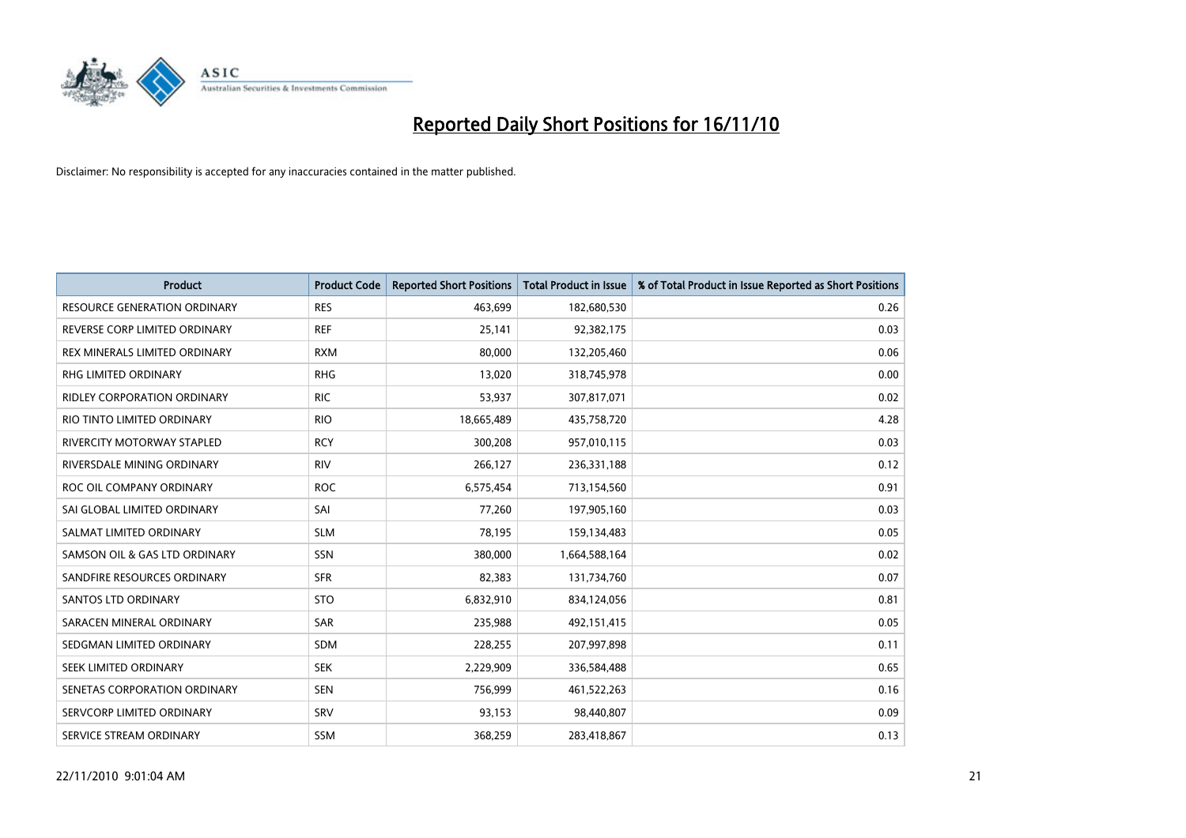# Reported Daily Short Positions for 16/11/10

Disclaimer: No responsibility is accepted for any inaccuracies contained in the matter published.

| Product | Product Code | Reported Short Positions | Total Product in Issue | % of Total Product in Issue Reported as Short Positions |
|---|---|---|---|---|
| RESOURCE GENERATION ORDINARY | RES | 463,699 | 182,680,530 | 0.26 |
| REVERSE CORP LIMITED ORDINARY | REF | 25,141 | 92,382,175 | 0.03 |
| REX MINERALS LIMITED ORDINARY | RXM | 80,000 | 132,205,460 | 0.06 |
| RHG LIMITED ORDINARY | RHG | 13,020 | 318,745,978 | 0.00 |
| RIDLEY CORPORATION ORDINARY | RIC | 53,937 | 307,817,071 | 0.02 |
| RIO TINTO LIMITED ORDINARY | RIO | 18,665,489 | 435,758,720 | 4.28 |
| RIVERCITY MOTORWAY STAPLED | RCY | 300,208 | 957,010,115 | 0.03 |
| RIVERSDALE MINING ORDINARY | RIV | 266,127 | 236,331,188 | 0.12 |
| ROC OIL COMPANY ORDINARY | ROC | 6,575,454 | 713,154,560 | 0.91 |
| SAI GLOBAL LIMITED ORDINARY | SAI | 77,260 | 197,905,160 | 0.03 |
| SALMAT LIMITED ORDINARY | SLM | 78,195 | 159,134,483 | 0.05 |
| SAMSON OIL & GAS LTD ORDINARY | SSN | 380,000 | 1,664,588,164 | 0.02 |
| SANDFIRE RESOURCES ORDINARY | SFR | 82,383 | 131,734,760 | 0.07 |
| SANTOS LTD ORDINARY | STO | 6,832,910 | 834,124,056 | 0.81 |
| SARACEN MINERAL ORDINARY | SAR | 235,988 | 492,151,415 | 0.05 |
| SEDGMAN LIMITED ORDINARY | SDM | 228,255 | 207,997,898 | 0.11 |
| SEEK LIMITED ORDINARY | SEK | 2,229,909 | 336,584,488 | 0.65 |
| SENETAS CORPORATION ORDINARY | SEN | 756,999 | 461,522,263 | 0.16 |
| SERVCORP LIMITED ORDINARY | SRV | 93,153 | 98,440,807 | 0.09 |
| SERVICE STREAM ORDINARY | SSM | 368,259 | 283,418,867 | 0.13 |

22/11/2010 9:01:04 AM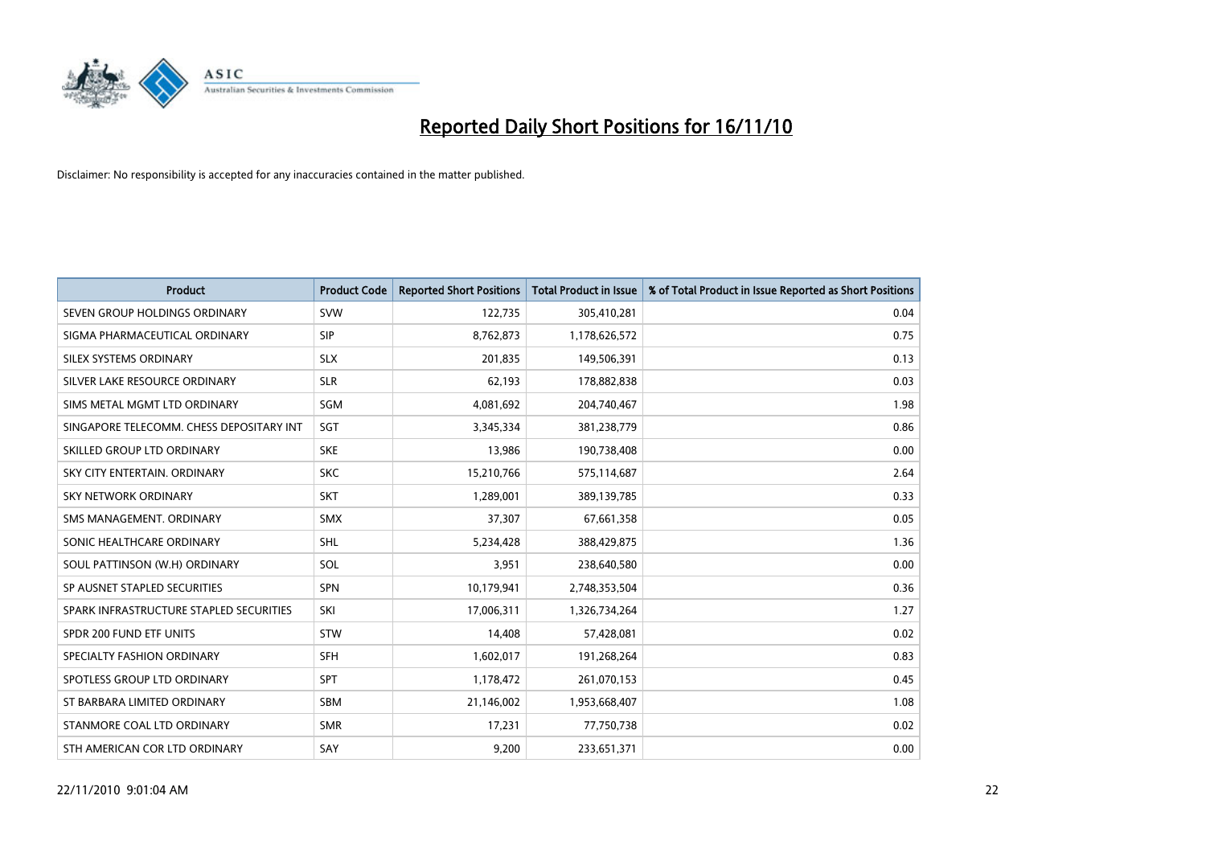# Reported Daily Short Positions for 16/11/10

Disclaimer: No responsibility is accepted for any inaccuracies contained in the matter published.

| Product | Product Code | Reported Short Positions | Total Product in Issue | % of Total Product in Issue Reported as Short Positions |
|---|---|---|---|---|
| SEVEN GROUP HOLDINGS ORDINARY | SVW | 122,735 | 305,410,281 | 0.04 |
| SIGMA PHARMACEUTICAL ORDINARY | SIP | 8,762,873 | 1,178,626,572 | 0.75 |
| SILEX SYSTEMS ORDINARY | SLX | 201,835 | 149,506,391 | 0.13 |
| SILVER LAKE RESOURCE ORDINARY | SLR | 62,193 | 178,882,838 | 0.03 |
| SIMS METAL MGMT LTD ORDINARY | SGM | 4,081,692 | 204,740,467 | 1.98 |
| SINGAPORE TELECOMM. CHESS DEPOSITARY INT | SGT | 3,345,334 | 381,238,779 | 0.86 |
| SKILLED GROUP LTD ORDINARY | SKE | 13,986 | 190,738,408 | 0.00 |
| SKY CITY ENTERTAIN. ORDINARY | SKC | 15,210,766 | 575,114,687 | 2.64 |
| SKY NETWORK ORDINARY | SKT | 1,289,001 | 389,139,785 | 0.33 |
| SMS MANAGEMENT. ORDINARY | SMX | 37,307 | 67,661,358 | 0.05 |
| SONIC HEALTHCARE ORDINARY | SHL | 5,234,428 | 388,429,875 | 1.36 |
| SOUL PATTINSON (W.H) ORDINARY | SOL | 3,951 | 238,640,580 | 0.00 |
| SP AUSNET STAPLED SECURITIES | SPN | 10,179,941 | 2,748,353,504 | 0.36 |
| SPARK INFRASTRUCTURE STAPLED SECURITIES | SKI | 17,006,311 | 1,326,734,264 | 1.27 |
| SPDR 200 FUND ETF UNITS | STW | 14,408 | 57,428,081 | 0.02 |
| SPECIALTY FASHION ORDINARY | SFH | 1,602,017 | 191,268,264 | 0.83 |
| SPOTLESS GROUP LTD ORDINARY | SPT | 1,178,472 | 261,070,153 | 0.45 |
| ST BARBARA LIMITED ORDINARY | SBM | 21,146,002 | 1,953,668,407 | 1.08 |
| STANMORE COAL LTD ORDINARY | SMR | 17,231 | 77,750,738 | 0.02 |
| STH AMERICAN COR LTD ORDINARY | SAY | 9,200 | 233,651,371 | 0.00 |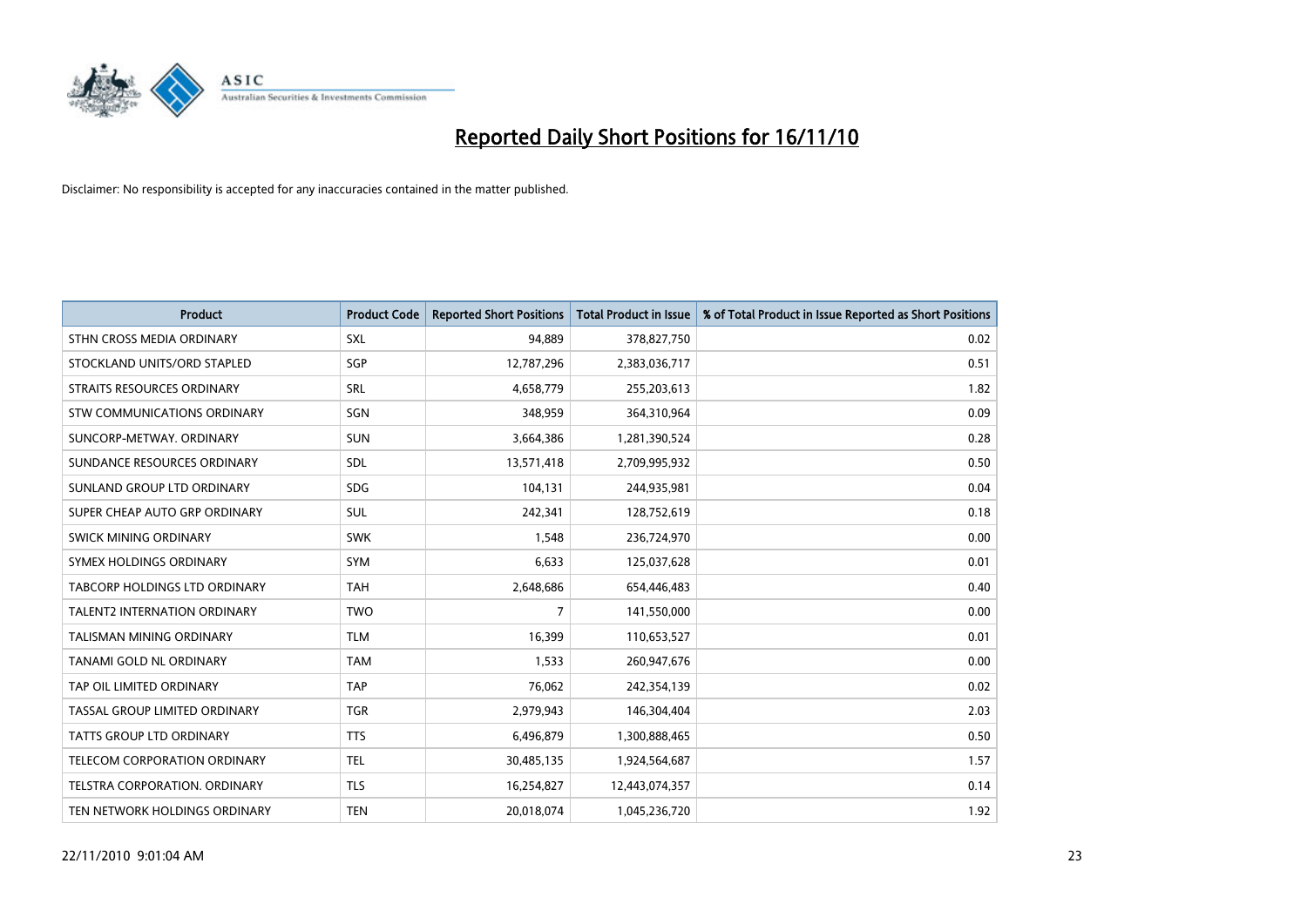# Reported Daily Short Positions for 16/11/10

Disclaimer: No responsibility is accepted for any inaccuracies contained in the matter published.

| Product | Product Code | Reported Short Positions | Total Product in Issue | % of Total Product in Issue Reported as Short Positions |
|---|---|---|---|---|
| STHN CROSS MEDIA ORDINARY | SXL | 94,889 | 378,827,750 | 0.02 |
| STOCKLAND UNITS/ORD STAPLED | SGP | 12,787,296 | 2,383,036,717 | 0.51 |
| STRAITS RESOURCES ORDINARY | SRL | 4,658,779 | 255,203,613 | 1.82 |
| STW COMMUNICATIONS ORDINARY | SGN | 348,959 | 364,310,964 | 0.09 |
| SUNCORP-METWAY. ORDINARY | SUN | 3,664,386 | 1,281,390,524 | 0.28 |
| SUNDANCE RESOURCES ORDINARY | SDL | 13,571,418 | 2,709,995,932 | 0.50 |
| SUNLAND GROUP LTD ORDINARY | SDG | 104,131 | 244,935,981 | 0.04 |
| SUPER CHEAP AUTO GRP ORDINARY | SUL | 242,341 | 128,752,619 | 0.18 |
| SWICK MINING ORDINARY | SWK | 1,548 | 236,724,970 | 0.00 |
| SYMEX HOLDINGS ORDINARY | SYM | 6,633 | 125,037,628 | 0.01 |
| TABCORP HOLDINGS LTD ORDINARY | TAH | 2,648,686 | 654,446,483 | 0.40 |
| TALENT2 INTERNATION ORDINARY | TWO | 7 | 141,550,000 | 0.00 |
| TALISMAN MINING ORDINARY | TLM | 16,399 | 110,653,527 | 0.01 |
| TANAMI GOLD NL ORDINARY | TAM | 1,533 | 260,947,676 | 0.00 |
| TAP OIL LIMITED ORDINARY | TAP | 76,062 | 242,354,139 | 0.02 |
| TASSAL GROUP LIMITED ORDINARY | TGR | 2,979,943 | 146,304,404 | 2.03 |
| TATTS GROUP LTD ORDINARY | TTS | 6,496,879 | 1,300,888,465 | 0.50 |
| TELECOM CORPORATION ORDINARY | TEL | 30,485,135 | 1,924,564,687 | 1.57 |
| TELSTRA CORPORATION. ORDINARY | TLS | 16,254,827 | 12,443,074,357 | 0.14 |
| TEN NETWORK HOLDINGS ORDINARY | TEN | 20,018,074 | 1,045,236,720 | 1.92 |

22/11/2010 9:01:04 AM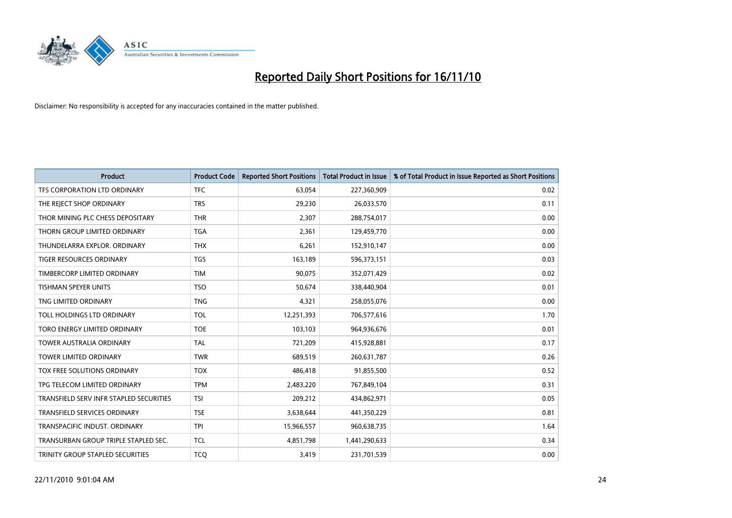# Reported Daily Short Positions for 16/11/10

Disclaimer: No responsibility is accepted for any inaccuracies contained in the matter published.

| Product | Product Code | Reported Short Positions | Total Product in Issue | % of Total Product in Issue Reported as Short Positions |
|---|---|---|---|---|
| TFS CORPORATION LTD ORDINARY | TFC | 63,054 | 227,360,909 | 0.02 |
| THE REJECT SHOP ORDINARY | TRS | 29,230 | 26,033,570 | 0.11 |
| THOR MINING PLC CHESS DEPOSITARY | THR | 2,307 | 288,754,017 | 0.00 |
| THORN GROUP LIMITED ORDINARY | TGA | 2,361 | 129,459,770 | 0.00 |
| THUNDELARRA EXPLOR. ORDINARY | THX | 6,261 | 152,910,147 | 0.00 |
| TIGER RESOURCES ORDINARY | TGS | 163,189 | 596,373,151 | 0.03 |
| TIMBERCORP LIMITED ORDINARY | TIM | 90,075 | 352,071,429 | 0.02 |
| TISHMAN SPEYER UNITS | TSO | 50,674 | 338,440,904 | 0.01 |
| TNG LIMITED ORDINARY | TNG | 4,321 | 258,055,076 | 0.00 |
| TOLL HOLDINGS LTD ORDINARY | TOL | 12,251,393 | 706,577,616 | 1.70 |
| TORO ENERGY LIMITED ORDINARY | TOE | 103,103 | 964,936,676 | 0.01 |
| TOWER AUSTRALIA ORDINARY | TAL | 721,209 | 415,928,881 | 0.17 |
| TOWER LIMITED ORDINARY | TWR | 689,519 | 260,631,787 | 0.26 |
| TOX FREE SOLUTIONS ORDINARY | TOX | 486,418 | 91,855,500 | 0.52 |
| TPG TELECOM LIMITED ORDINARY | TPM | 2,483,220 | 767,849,104 | 0.31 |
| TRANSFIELD SERV INFR STAPLED SECURITIES | TSI | 209,212 | 434,862,971 | 0.05 |
| TRANSFIELD SERVICES ORDINARY | TSE | 3,638,644 | 441,350,229 | 0.81 |
| TRANSPACIFIC INDUST. ORDINARY | TPI | 15,966,557 | 960,638,735 | 1.64 |
| TRANSURBAN GROUP TRIPLE STAPLED SEC. | TCL | 4,851,798 | 1,441,290,633 | 0.34 |
| TRINITY GROUP STAPLED SECURITIES | TCQ | 3,419 | 231,701,539 | 0.00 |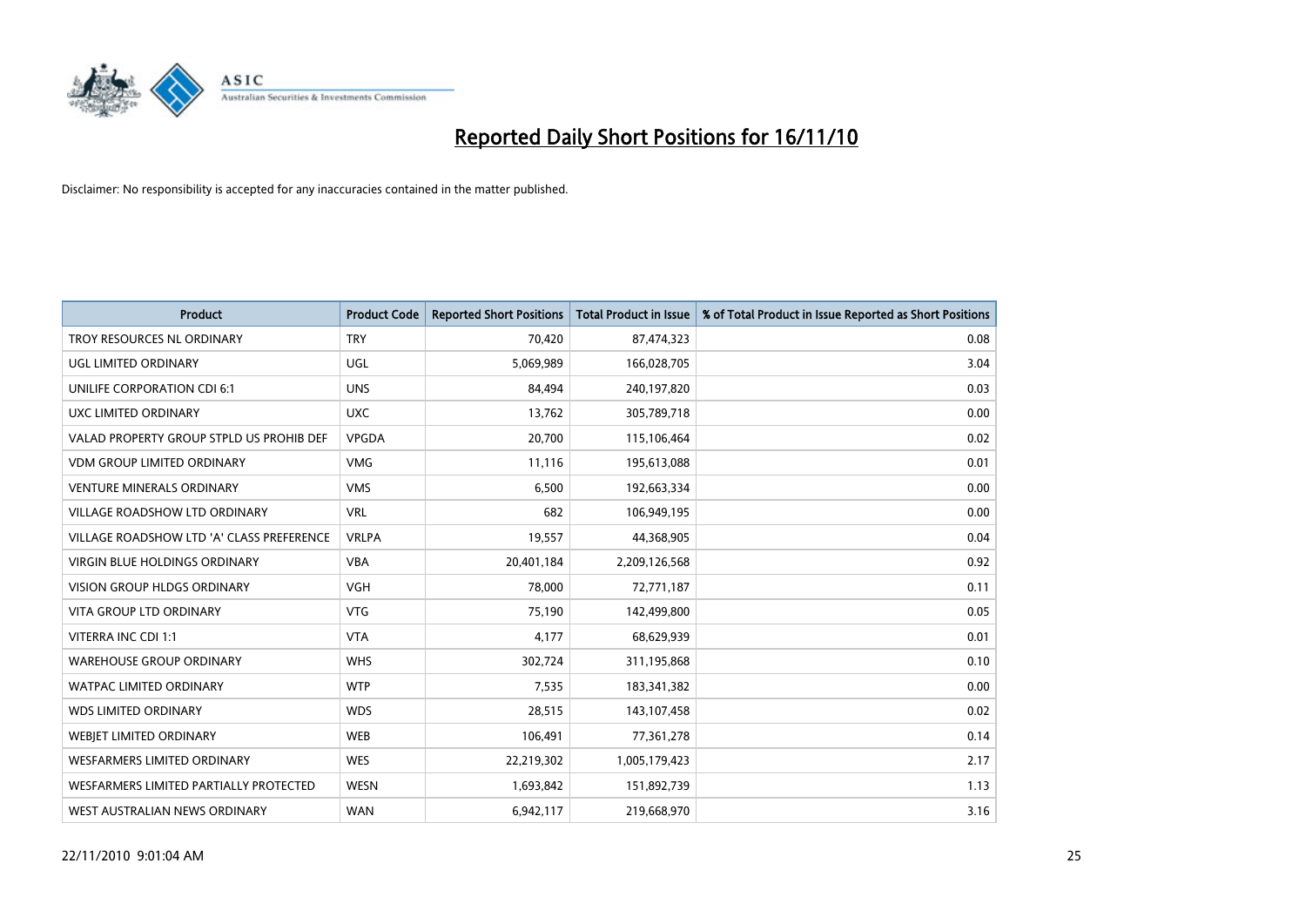# Reported Daily Short Positions for 16/11/10

Disclaimer: No responsibility is accepted for any inaccuracies contained in the matter published.

| Product | Product Code | Reported Short Positions | Total Product in Issue | % of Total Product in Issue Reported as Short Positions |
|---|---|---|---|---|
| TROY RESOURCES NL ORDINARY | TRY | 70,420 | 87,474,323 | 0.08 |
| UGL LIMITED ORDINARY | UGL | 5,069,989 | 166,028,705 | 3.04 |
| UNILIFE CORPORATION CDI 6:1 | UNS | 84,494 | 240,197,820 | 0.03 |
| UXC LIMITED ORDINARY | UXC | 13,762 | 305,789,718 | 0.00 |
| VALAD PROPERTY GROUP STPLD US PROHIB DEF | VPGDA | 20,700 | 115,106,464 | 0.02 |
| VDM GROUP LIMITED ORDINARY | VMG | 11,116 | 195,613,088 | 0.01 |
| VENTURE MINERALS ORDINARY | VMS | 6,500 | 192,663,334 | 0.00 |
| VILLAGE ROADSHOW LTD ORDINARY | VRL | 682 | 106,949,195 | 0.00 |
| VILLAGE ROADSHOW LTD 'A' CLASS PREFERENCE | VRLPA | 19,557 | 44,368,905 | 0.04 |
| VIRGIN BLUE HOLDINGS ORDINARY | VBA | 20,401,184 | 2,209,126,568 | 0.92 |
| VISION GROUP HLDGS ORDINARY | VGH | 78,000 | 72,771,187 | 0.11 |
| VITA GROUP LTD ORDINARY | VTG | 75,190 | 142,499,800 | 0.05 |
| VITERRA INC CDI 1:1 | VTA | 4,177 | 68,629,939 | 0.01 |
| WAREHOUSE GROUP ORDINARY | WHS | 302,724 | 311,195,868 | 0.10 |
| WATPAC LIMITED ORDINARY | WTP | 7,535 | 183,341,382 | 0.00 |
| WDS LIMITED ORDINARY | WDS | 28,515 | 143,107,458 | 0.02 |
| WEBJET LIMITED ORDINARY | WEB | 106,491 | 77,361,278 | 0.14 |
| WESFARMERS LIMITED ORDINARY | WES | 22,219,302 | 1,005,179,423 | 2.17 |
| WESFARMERS LIMITED PARTIALLY PROTECTED | WESN | 1,693,842 | 151,892,739 | 1.13 |
| WEST AUSTRALIAN NEWS ORDINARY | WAN | 6,942,117 | 219,668,970 | 3.16 |

22/11/2010 9:01:04 AM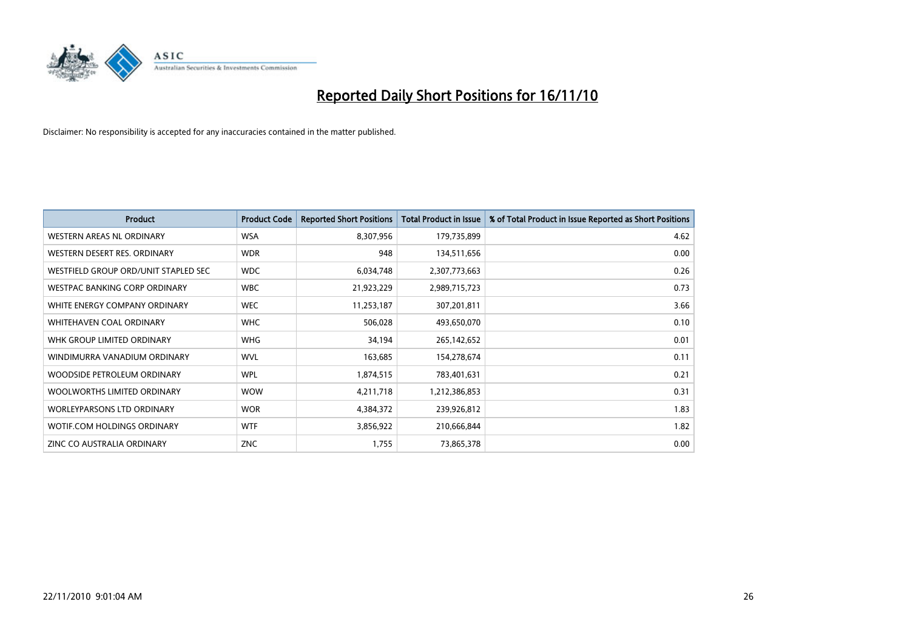# Reported Daily Short Positions for 16/11/10

Disclaimer: No responsibility is accepted for any inaccuracies contained in the matter published.

| Product | Product Code | Reported Short Positions | Total Product in Issue | % of Total Product in Issue Reported as Short Positions |
|---|---|---|---|---|
| WESTERN AREAS NL ORDINARY | WSA | 8,307,956 | 179,735,899 | 4.62 |
| WESTERN DESERT RES. ORDINARY | WDR | 948 | 134,511,656 | 0.00 |
| WESTFIELD GROUP ORD/UNIT STAPLED SEC | WDC | 6,034,748 | 2,307,773,663 | 0.26 |
| WESTPAC BANKING CORP ORDINARY | WBC | 21,923,229 | 2,989,715,723 | 0.73 |
| WHITE ENERGY COMPANY ORDINARY | WEC | 11,253,187 | 307,201,811 | 3.66 |
| WHITEHAVEN COAL ORDINARY | WHC | 506,028 | 493,650,070 | 0.10 |
| WHK GROUP LIMITED ORDINARY | WHG | 34,194 | 265,142,652 | 0.01 |
| WINDIMURRA VANADIUM ORDINARY | WVL | 163,685 | 154,278,674 | 0.11 |
| WOODSIDE PETROLEUM ORDINARY | WPL | 1,874,515 | 783,401,631 | 0.21 |
| WOOLWORTHS LIMITED ORDINARY | WOW | 4,211,718 | 1,212,386,853 | 0.31 |
| WORLEYPARSONS LTD ORDINARY | WOR | 4,384,372 | 239,926,812 | 1.83 |
| WOTIF.COM HOLDINGS ORDINARY | WTF | 3,856,922 | 210,666,844 | 1.82 |
| ZINC CO AUSTRALIA ORDINARY | ZNC | 1,755 | 73,865,378 | 0.00 |

22/11/2010 9:01:04 AM